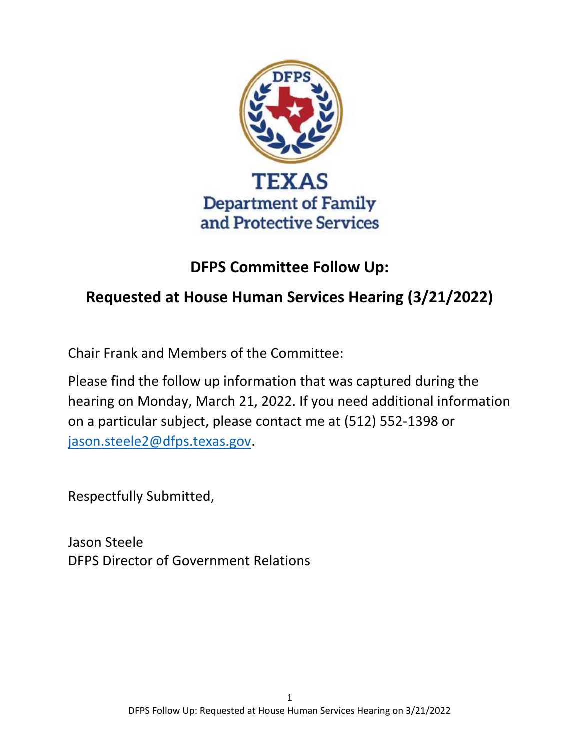TEXAS
Department of Family
and Protective Services

# DFPS Committee Follow Up:

## Requested at House Human Services Hearing (3/21/2022)

Chair Frank and Members of the Committee:

Please find the follow up information that was captured during the hearing on Monday, March 21, 2022. If you need additional information on a particular subject, please contact me at (512) 552-1398 or jason.steele2@dfps.texas.gov.

Respectfully Submitted,

Jason Steele
DFPS Director of Government Relations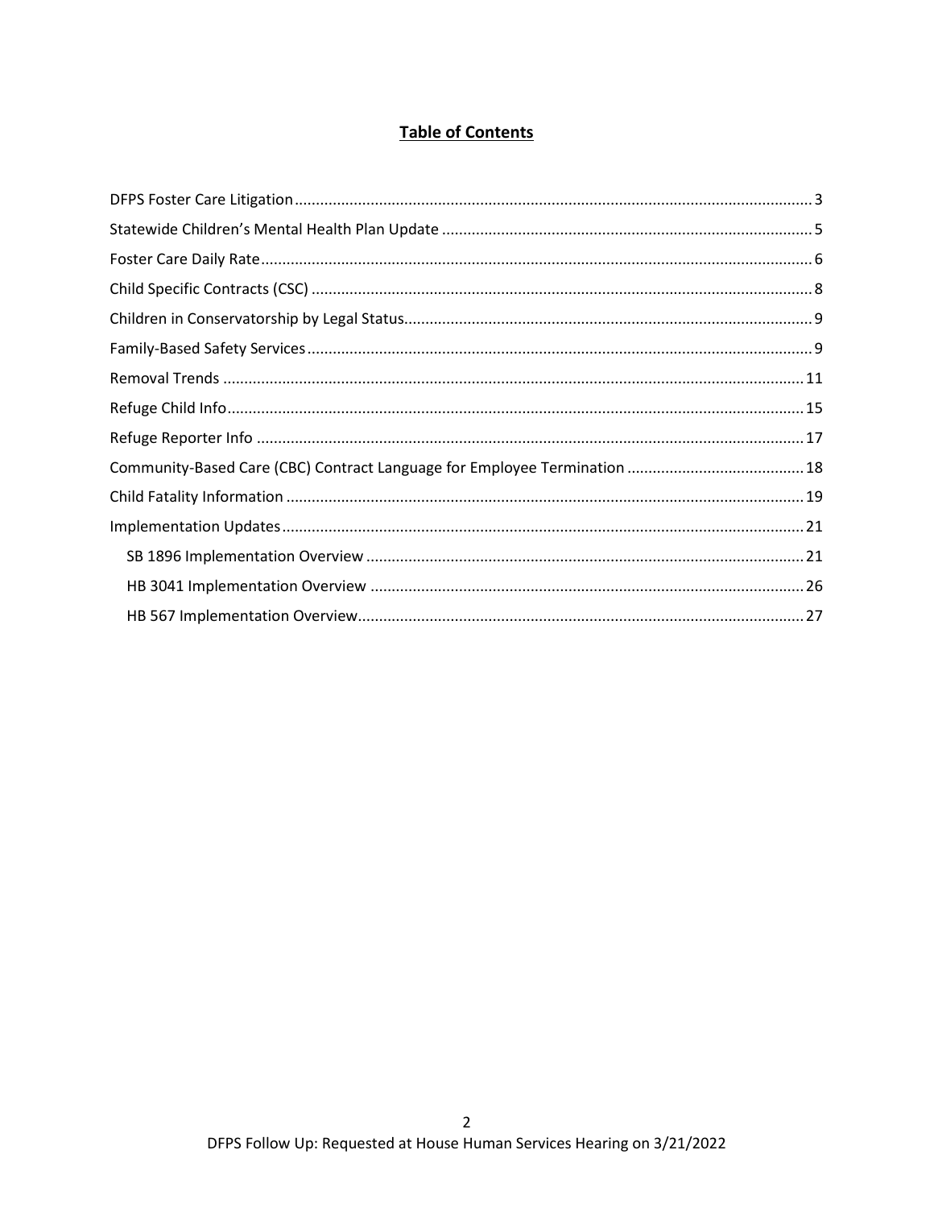# Table of Contents

DFPS Foster Care Litigation ..... 3

Statewide Children's Mental Health Plan Update ..... 5

Foster Care Daily Rate ..... 6

Child Specific Contracts (CSC) ..... 8

Children in Conservatorship by Legal Status ..... 9

Family-Based Safety Services ..... 9

Removal Trends ..... 11

Refuge Child Info ..... 15

Refuge Reporter Info ..... 17

Community-Based Care (CBC) Contract Language for Employee Termination ..... 18

Child Fatality Information ..... 19

Implementation Updates ..... 21

- SB 1896 Implementation Overview ..... 21
- HB 3041 Implementation Overview ..... 26
- HB 567 Implementation Overview ..... 27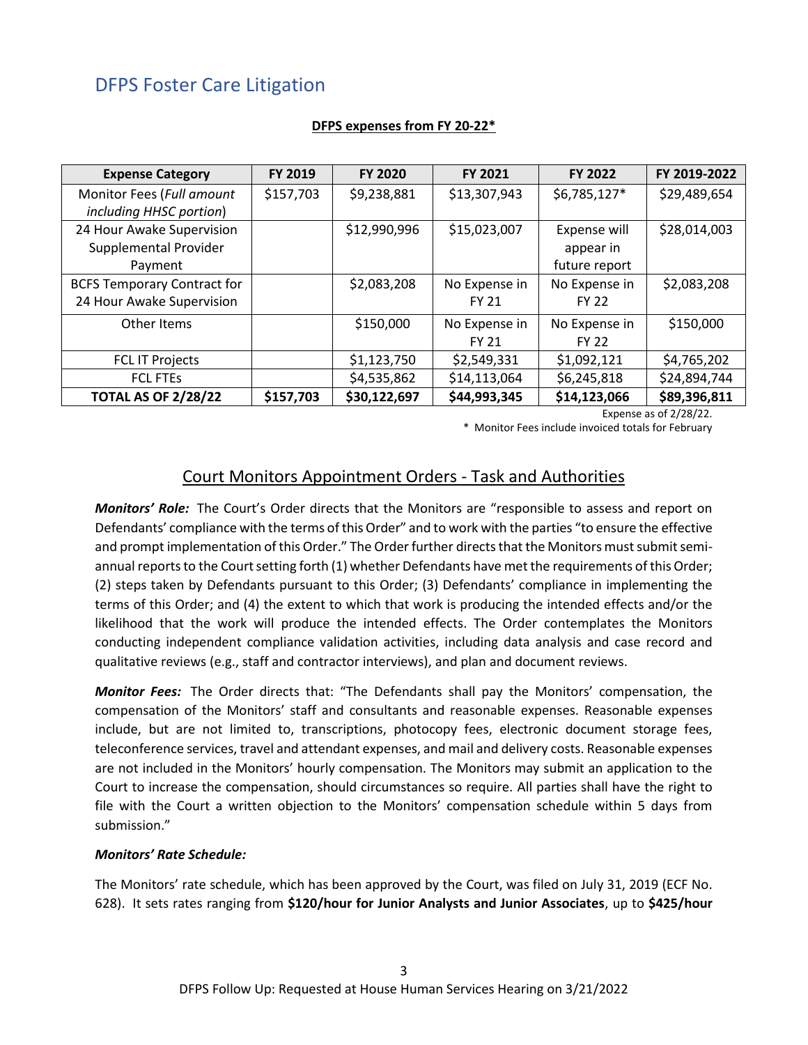# DFPS Foster Care Litigation

**DFPS expenses from FY 20-22***

| Expense Category | FY 2019 | FY 2020 | FY 2021 | FY 2022 | FY 2019-2022 |
|---|---|---|---|---|---|
| Monitor Fees (*Full amount including HHSC portion*) | $157,703 | $9,238,881 | $13,307,943 | $6,785,127* | $29,489,654 |
| 24 Hour Awake Supervision Supplemental Provider Payment | | $12,990,996 | $15,023,007 | Expense will appear in future report | $28,014,003 |
| BCFS Temporary Contract for 24 Hour Awake Supervision | | $2,083,208 | No Expense in FY 21 | No Expense in FY 22 | $2,083,208 |
| Other Items | | $150,000 | No Expense in FY 21 | No Expense in FY 22 | $150,000 |
| FCL IT Projects | | $1,123,750 | $2,549,331 | $1,092,121 | $4,765,202 |
| FCL FTEs | | $4,535,862 | $14,113,064 | $6,245,818 | $24,894,744 |
| **TOTAL AS OF 2/28/22** | **$157,703** | **$30,122,697** | **$44,993,345** | **$14,123,066** | **$89,396,811** |

Expense as of 2/28/22.

* Monitor Fees include invoiced totals for February

## Court Monitors Appointment Orders - Task and Authorities

***Monitors' Role:*** The Court's Order directs that the Monitors are "responsible to assess and report on Defendants' compliance with the terms of this Order" and to work with the parties "to ensure the effective and prompt implementation of this Order." The Order further directs that the Monitors must submit semi-annual reports to the Court setting forth (1) whether Defendants have met the requirements of this Order; (2) steps taken by Defendants pursuant to this Order; (3) Defendants' compliance in implementing the terms of this Order; and (4) the extent to which that work is producing the intended effects and/or the likelihood that the work will produce the intended effects. The Order contemplates the Monitors conducting independent compliance validation activities, including data analysis and case record and qualitative reviews (e.g., staff and contractor interviews), and plan and document reviews.

***Monitor Fees:*** The Order directs that: "The Defendants shall pay the Monitors' compensation, the compensation of the Monitors' staff and consultants and reasonable expenses. Reasonable expenses include, but are not limited to, transcriptions, photocopy fees, electronic document storage fees, teleconference services, travel and attendant expenses, and mail and delivery costs. Reasonable expenses are not included in the Monitors' hourly compensation. The Monitors may submit an application to the Court to increase the compensation, should circumstances so require. All parties shall have the right to file with the Court a written objection to the Monitors' compensation schedule within 5 days from submission."

***Monitors' Rate Schedule:***

The Monitors' rate schedule, which has been approved by the Court, was filed on July 31, 2019 (ECF No. 628). It sets rates ranging from **$120/hour for Junior Analysts and Junior Associates**, up to **$425/hour**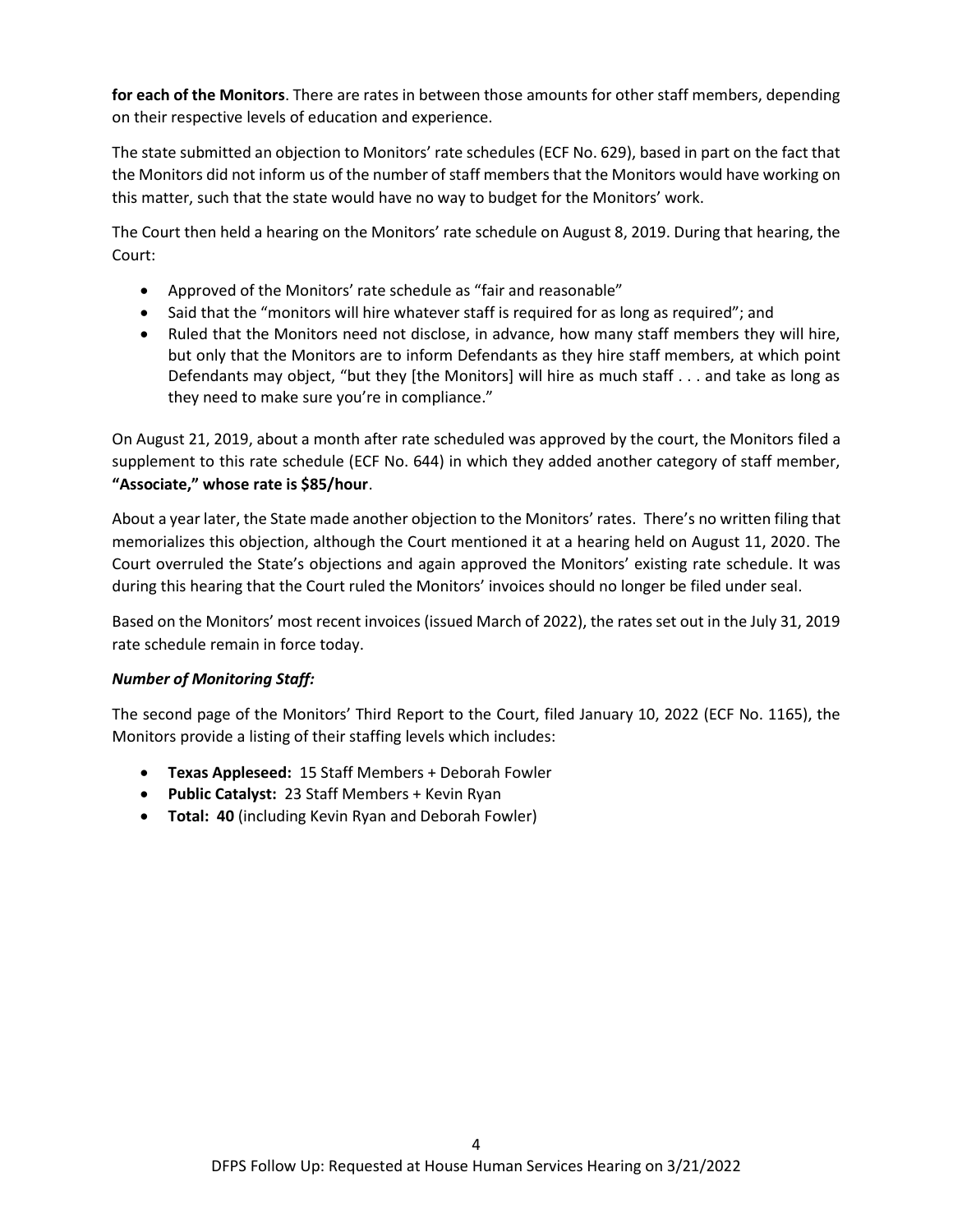**for each of the Monitors**. There are rates in between those amounts for other staff members, depending on their respective levels of education and experience.

The state submitted an objection to Monitors' rate schedules (ECF No. 629), based in part on the fact that the Monitors did not inform us of the number of staff members that the Monitors would have working on this matter, such that the state would have no way to budget for the Monitors' work.

The Court then held a hearing on the Monitors' rate schedule on August 8, 2019. During that hearing, the Court:

- Approved of the Monitors' rate schedule as "fair and reasonable"
- Said that the "monitors will hire whatever staff is required for as long as required"; and
- Ruled that the Monitors need not disclose, in advance, how many staff members they will hire, but only that the Monitors are to inform Defendants as they hire staff members, at which point Defendants may object, "but they [the Monitors] will hire as much staff . . . and take as long as they need to make sure you're in compliance."

On August 21, 2019, about a month after rate scheduled was approved by the court, the Monitors filed a supplement to this rate schedule (ECF No. 644) in which they added another category of staff member, **"Associate," whose rate is $85/hour**.

About a year later, the State made another objection to the Monitors' rates. There's no written filing that memorializes this objection, although the Court mentioned it at a hearing held on August 11, 2020. The Court overruled the State's objections and again approved the Monitors' existing rate schedule. It was during this hearing that the Court ruled the Monitors' invoices should no longer be filed under seal.

Based on the Monitors' most recent invoices (issued March of 2022), the rates set out in the July 31, 2019 rate schedule remain in force today.

***Number of Monitoring Staff:***

The second page of the Monitors' Third Report to the Court, filed January 10, 2022 (ECF No. 1165), the Monitors provide a listing of their staffing levels which includes:

- **Texas Appleseed:** 15 Staff Members + Deborah Fowler
- **Public Catalyst:** 23 Staff Members + Kevin Ryan
- **Total: 40** (including Kevin Ryan and Deborah Fowler)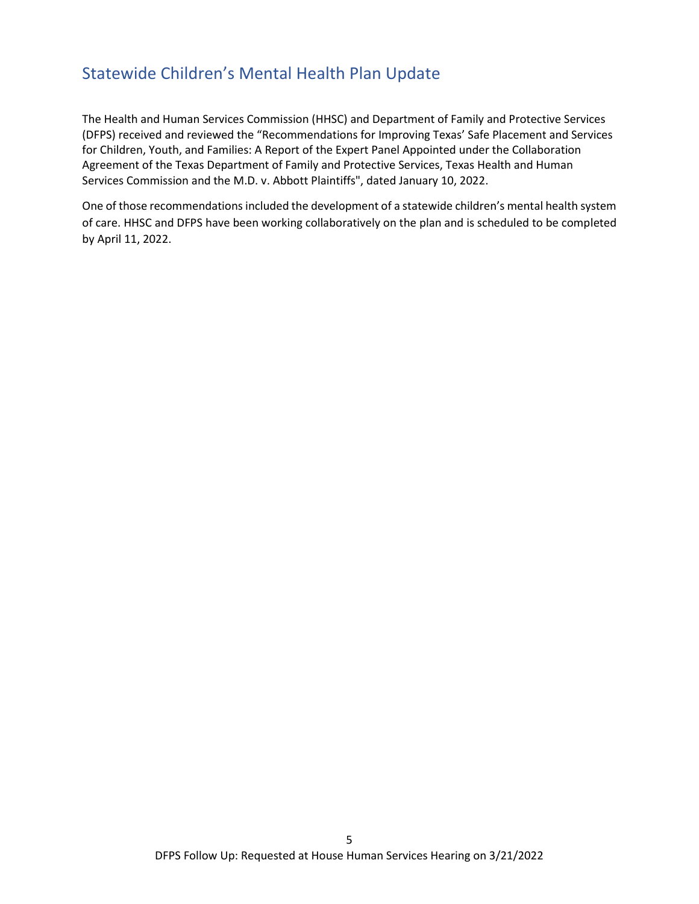## Statewide Children's Mental Health Plan Update

The Health and Human Services Commission (HHSC) and Department of Family and Protective Services (DFPS) received and reviewed the "Recommendations for Improving Texas' Safe Placement and Services for Children, Youth, and Families: A Report of the Expert Panel Appointed under the Collaboration Agreement of the Texas Department of Family and Protective Services, Texas Health and Human Services Commission and the M.D. v. Abbott Plaintiffs", dated January 10, 2022.

One of those recommendations included the development of a statewide children's mental health system of care. HHSC and DFPS have been working collaboratively on the plan and is scheduled to be completed by April 11, 2022.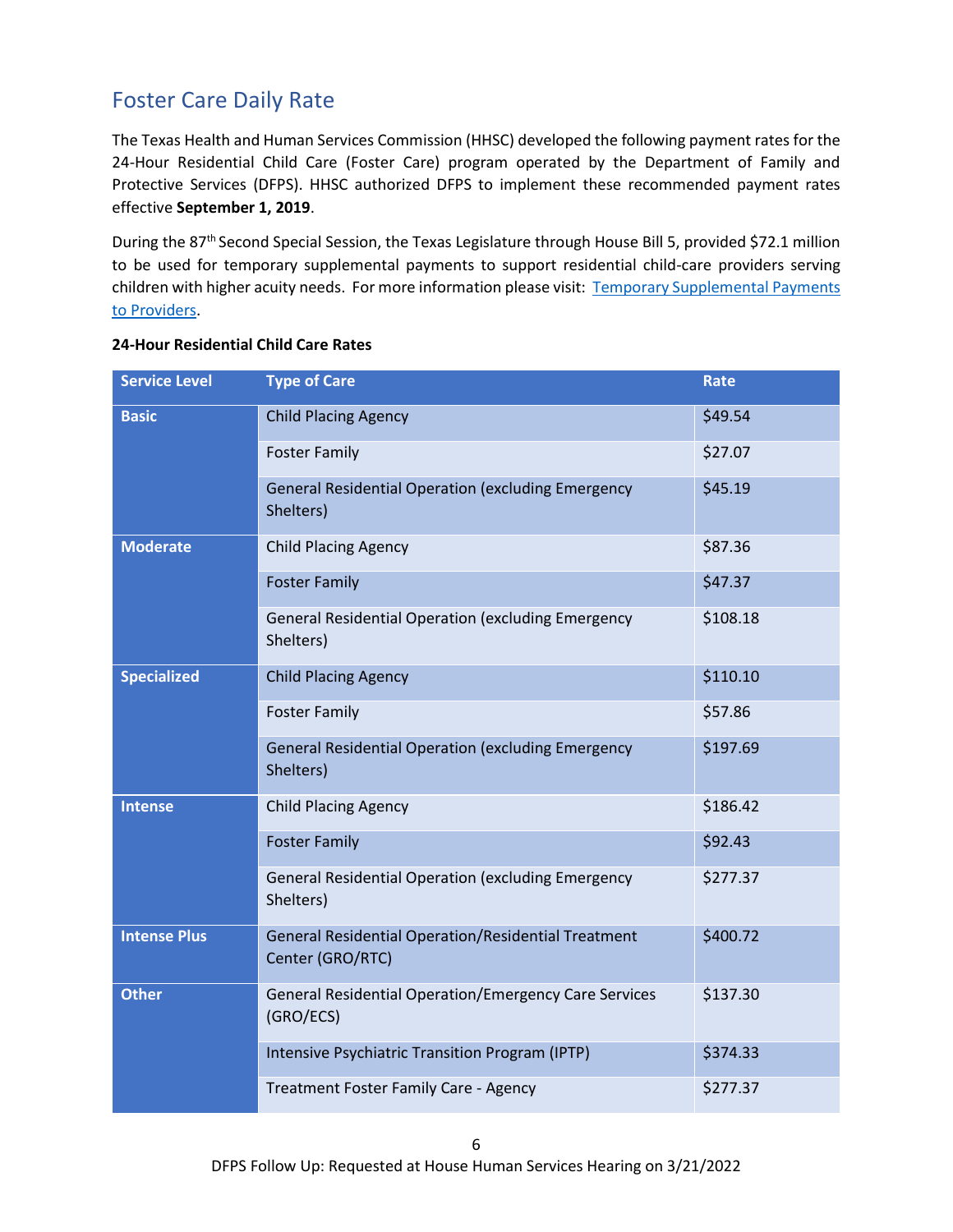## Foster Care Daily Rate

The Texas Health and Human Services Commission (HHSC) developed the following payment rates for the 24-Hour Residential Child Care (Foster Care) program operated by the Department of Family and Protective Services (DFPS). HHSC authorized DFPS to implement these recommended payment rates effective **September 1, 2019**.

During the 87th Second Special Session, the Texas Legislature through House Bill 5, provided $72.1 million to be used for temporary supplemental payments to support residential child-care providers serving children with higher acuity needs. For more information please visit: [Temporary Supplemental Payments to Providers](#).

**24-Hour Residential Child Care Rates**

| Service Level | Type of Care | Rate |
|---|---|---|
| **Basic** | Child Placing Agency | $49.54 |
| | Foster Family | $27.07 |
| | General Residential Operation (excluding Emergency Shelters) | $45.19 |
| **Moderate** | Child Placing Agency | $87.36 |
| | Foster Family | $47.37 |
| | General Residential Operation (excluding Emergency Shelters) | $108.18 |
| **Specialized** | Child Placing Agency | $110.10 |
| | Foster Family | $57.86 |
| | General Residential Operation (excluding Emergency Shelters) | $197.69 |
| **Intense** | Child Placing Agency | $186.42 |
| | Foster Family | $92.43 |
| | General Residential Operation (excluding Emergency Shelters) | $277.37 |
| **Intense Plus** | General Residential Operation/Residential Treatment Center (GRO/RTC) | $400.72 |
| **Other** | General Residential Operation/Emergency Care Services (GRO/ECS) | $137.30 |
| | Intensive Psychiatric Transition Program (IPTP) | $374.33 |
| | Treatment Foster Family Care - Agency | $277.37 |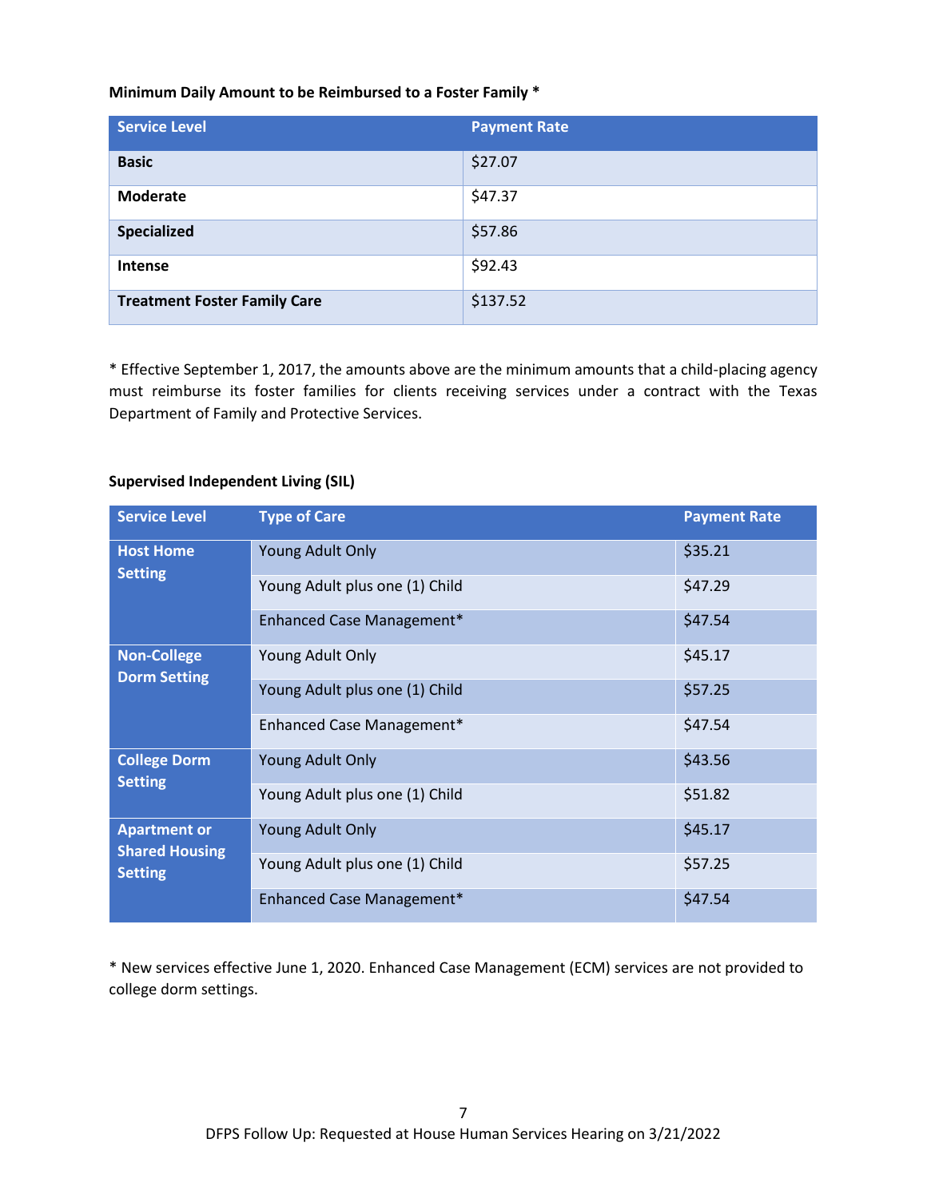**Minimum Daily Amount to be Reimbursed to a Foster Family ***

| Service Level | Payment Rate |
|---|---|
| **Basic** | $27.07 |
| **Moderate** | $47.37 |
| **Specialized** | $57.86 |
| **Intense** | $92.43 |
| **Treatment Foster Family Care** | $137.52 |

* Effective September 1, 2017, the amounts above are the minimum amounts that a child-placing agency must reimburse its foster families for clients receiving services under a contract with the Texas Department of Family and Protective Services.

**Supervised Independent Living (SIL)**

| Service Level | Type of Care | Payment Rate |
|---|---|---|
| **Host Home Setting** | Young Adult Only | $35.21 |
| | Young Adult plus one (1) Child | $47.29 |
| | Enhanced Case Management* | $47.54 |
| **Non-College Dorm Setting** | Young Adult Only | $45.17 |
| | Young Adult plus one (1) Child | $57.25 |
| | Enhanced Case Management* | $47.54 |
| **College Dorm Setting** | Young Adult Only | $43.56 |
| | Young Adult plus one (1) Child | $51.82 |
| **Apartment or Shared Housing Setting** | Young Adult Only | $45.17 |
| | Young Adult plus one (1) Child | $57.25 |
| | Enhanced Case Management* | $47.54 |

* New services effective June 1, 2020. Enhanced Case Management (ECM) services are not provided to college dorm settings.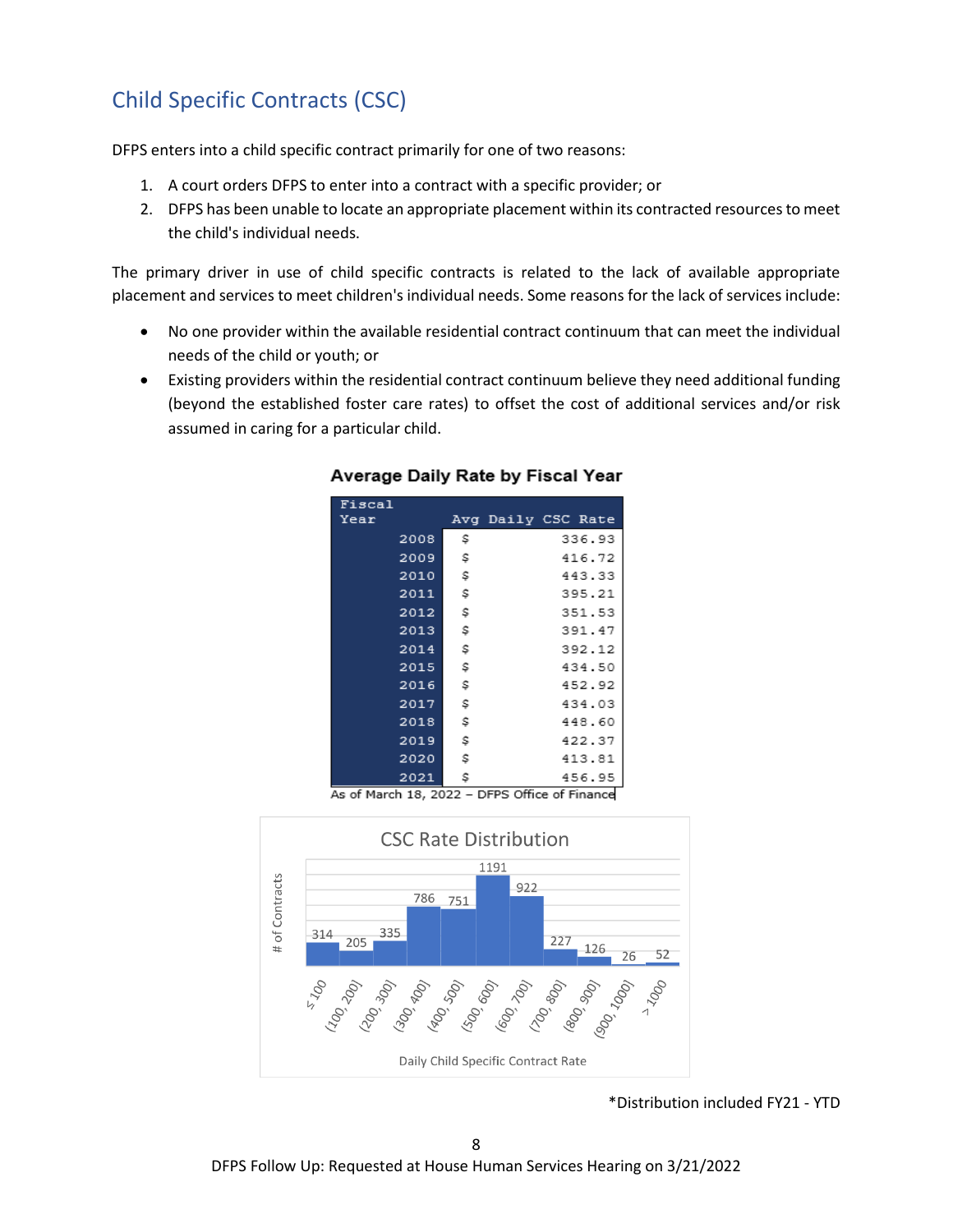## Child Specific Contracts (CSC)

DFPS enters into a child specific contract primarily for one of two reasons:

1. A court orders DFPS to enter into a contract with a specific provider; or
2. DFPS has been unable to locate an appropriate placement within its contracted resources to meet the child's individual needs.

The primary driver in use of child specific contracts is related to the lack of available appropriate placement and services to meet children's individual needs. Some reasons for the lack of services include:

- No one provider within the available residential contract continuum that can meet the individual needs of the child or youth; or
- Existing providers within the residential contract continuum believe they need additional funding (beyond the established foster care rates) to offset the cost of additional services and/or risk assumed in caring for a particular child.

**Average Daily Rate by Fiscal Year**

| Fiscal Year | Avg Daily CSC Rate |
|---|---|
| 2008 | $ 336.93 |
| 2009 | $ 416.72 |
| 2010 | $ 443.33 |
| 2011 | $ 395.21 |
| 2012 | $ 351.53 |
| 2013 | $ 391.47 |
| 2014 | $ 392.12 |
| 2015 | $ 434.50 |
| 2016 | $ 452.92 |
| 2017 | $ 434.03 |
| 2018 | $ 448.60 |
| 2019 | $ 422.37 |
| 2020 | $ 413.81 |
| 2021 | $ 456.95 |

As of March 18, 2022 – DFPS Office of Finance

**CSC Rate Distribution**

| Daily Child Specific Contract Rate | # of Contracts |
|---|---|
| ≤ 100 | 314 |
| (100, 200] | 205 |
| (200, 300] | 335 |
| (300, 400] | 786 |
| (400, 500] | 751 |
| (500, 600] | 1191 |
| (600, 700] | 922 |
| (700, 800] | 227 |
| (800, 900] | 126 |
| (900, 1000] | 26 |
| > 1000 | 52 |

*Distribution included FY21 - YTD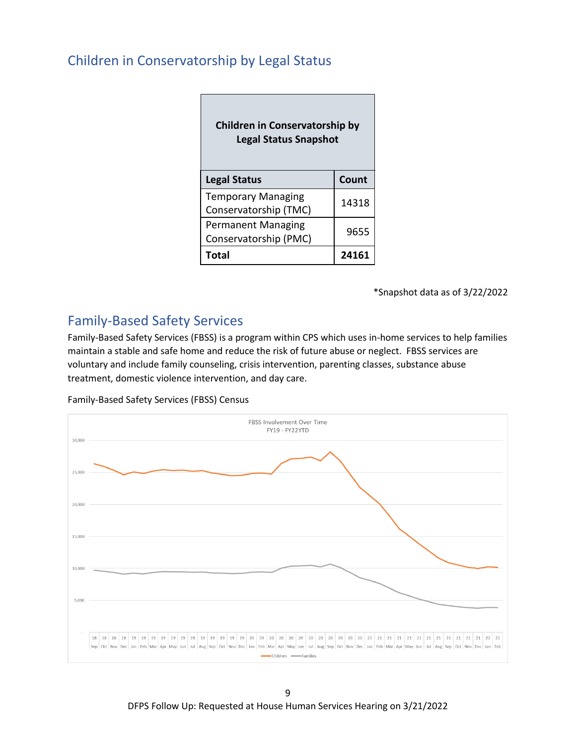## Children in Conservatorship by Legal Status

| Children in Conservatorship by Legal Status Snapshot | |
|---|---|
| **Legal Status** | **Count** |
| Temporary Managing Conservatorship (TMC) | 14318 |
| Permanent Managing Conservatorship (PMC) | 9655 |
| **Total** | **24161** |

*Snapshot data as of 3/22/2022

## Family-Based Safety Services

Family-Based Safety Services (FBSS) is a program within CPS which uses in-home services to help families maintain a stable and safe home and reduce the risk of future abuse or neglect. FBSS services are voluntary and include family counseling, crisis intervention, parenting classes, substance abuse treatment, domestic violence intervention, and day care.

Family-Based Safety Services (FBSS) Census

FBSS Involvement Over Time
FY19 - FY22YTD

Legend: Children, Families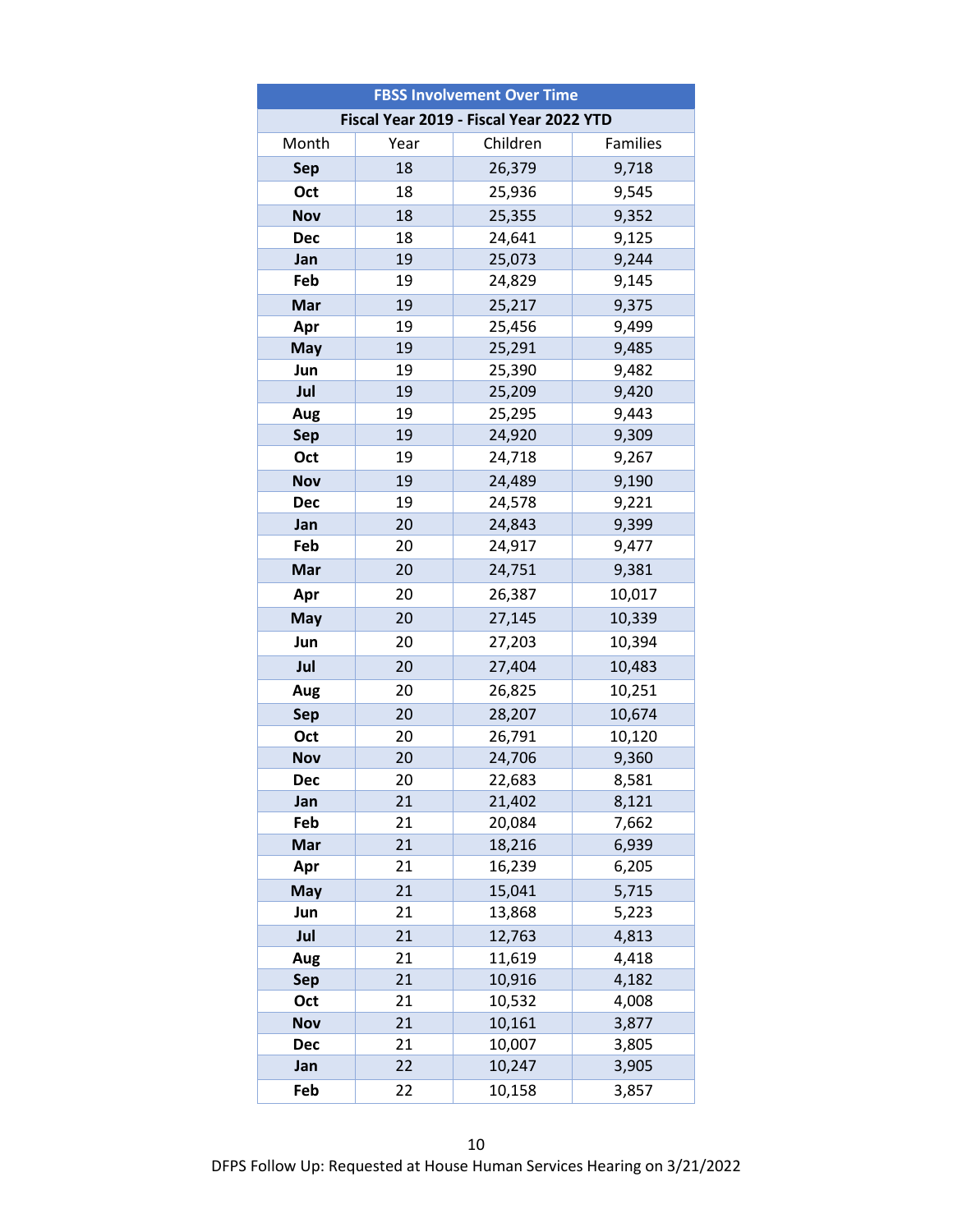| FBSS Involvement Over Time | | | |
|---|---|---|---|
| **Fiscal Year 2019 - Fiscal Year 2022 YTD** | | | |
| Month | Year | Children | Families |
| **Sep** | 18 | 26,379 | 9,718 |
| **Oct** | 18 | 25,936 | 9,545 |
| **Nov** | 18 | 25,355 | 9,352 |
| **Dec** | 18 | 24,641 | 9,125 |
| **Jan** | 19 | 25,073 | 9,244 |
| **Feb** | 19 | 24,829 | 9,145 |
| **Mar** | 19 | 25,217 | 9,375 |
| **Apr** | 19 | 25,456 | 9,499 |
| **May** | 19 | 25,291 | 9,485 |
| **Jun** | 19 | 25,390 | 9,482 |
| **Jul** | 19 | 25,209 | 9,420 |
| **Aug** | 19 | 25,295 | 9,443 |
| **Sep** | 19 | 24,920 | 9,309 |
| **Oct** | 19 | 24,718 | 9,267 |
| **Nov** | 19 | 24,489 | 9,190 |
| **Dec** | 19 | 24,578 | 9,221 |
| **Jan** | 20 | 24,843 | 9,399 |
| **Feb** | 20 | 24,917 | 9,477 |
| **Mar** | 20 | 24,751 | 9,381 |
| **Apr** | 20 | 26,387 | 10,017 |
| **May** | 20 | 27,145 | 10,339 |
| **Jun** | 20 | 27,203 | 10,394 |
| **Jul** | 20 | 27,404 | 10,483 |
| **Aug** | 20 | 26,825 | 10,251 |
| **Sep** | 20 | 28,207 | 10,674 |
| **Oct** | 20 | 26,791 | 10,120 |
| **Nov** | 20 | 24,706 | 9,360 |
| **Dec** | 20 | 22,683 | 8,581 |
| **Jan** | 21 | 21,402 | 8,121 |
| **Feb** | 21 | 20,084 | 7,662 |
| **Mar** | 21 | 18,216 | 6,939 |
| **Apr** | 21 | 16,239 | 6,205 |
| **May** | 21 | 15,041 | 5,715 |
| **Jun** | 21 | 13,868 | 5,223 |
| **Jul** | 21 | 12,763 | 4,813 |
| **Aug** | 21 | 11,619 | 4,418 |
| **Sep** | 21 | 10,916 | 4,182 |
| **Oct** | 21 | 10,532 | 4,008 |
| **Nov** | 21 | 10,161 | 3,877 |
| **Dec** | 21 | 10,007 | 3,805 |
| **Jan** | 22 | 10,247 | 3,905 |
| **Feb** | 22 | 10,158 | 3,857 |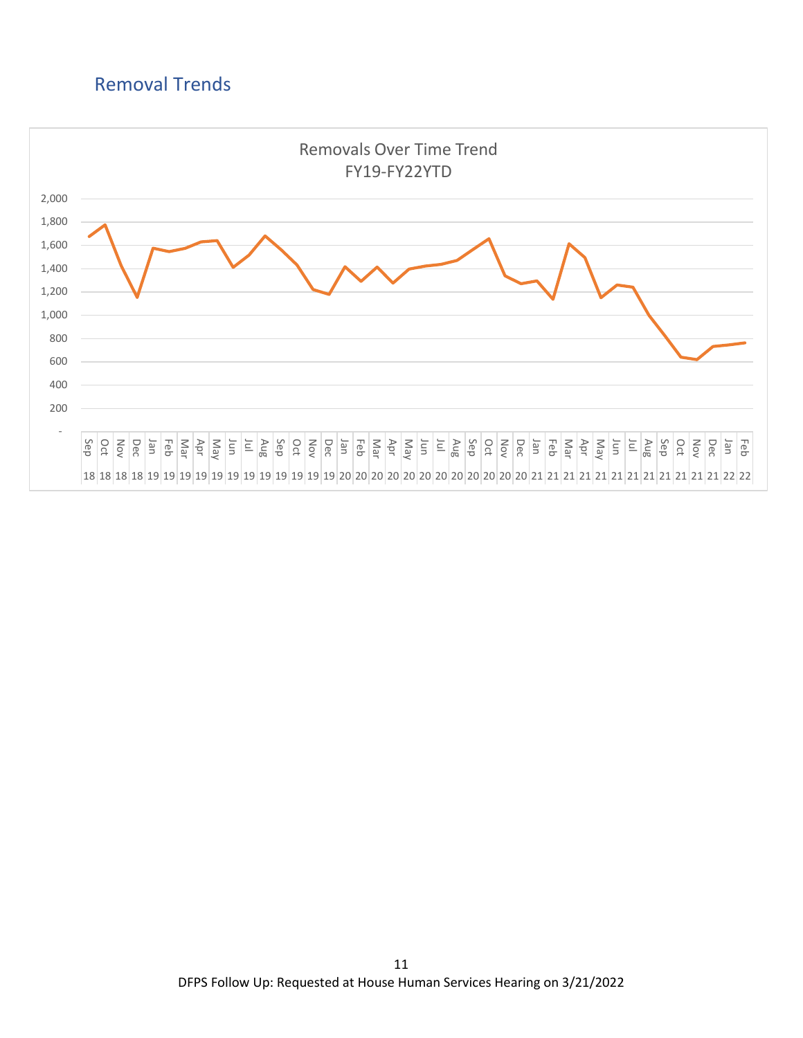## Removal Trends

Removals Over Time Trend
FY19-FY22YTD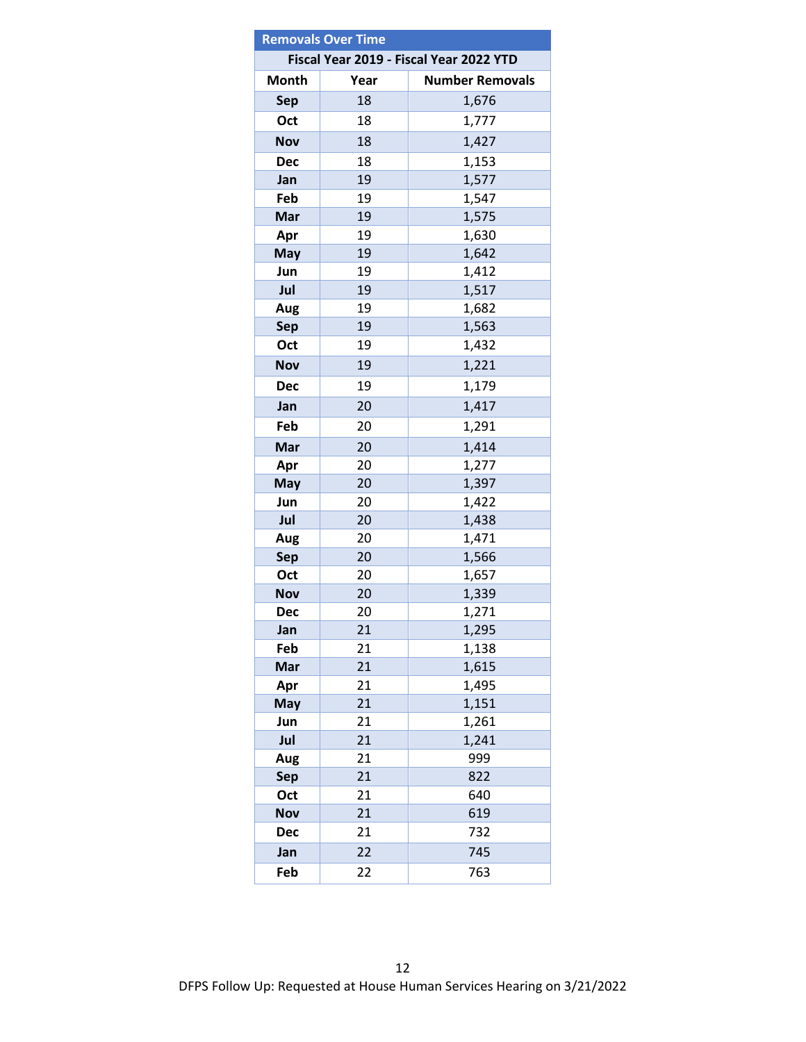| Removals Over Time | | |
|---|---|---|
| Fiscal Year 2019 - Fiscal Year 2022 YTD | | |
| **Month** | **Year** | **Number Removals** |
| **Sep** | 18 | 1,676 |
| **Oct** | 18 | 1,777 |
| **Nov** | 18 | 1,427 |
| **Dec** | 18 | 1,153 |
| **Jan** | 19 | 1,577 |
| **Feb** | 19 | 1,547 |
| **Mar** | 19 | 1,575 |
| **Apr** | 19 | 1,630 |
| **May** | 19 | 1,642 |
| **Jun** | 19 | 1,412 |
| **Jul** | 19 | 1,517 |
| **Aug** | 19 | 1,682 |
| **Sep** | 19 | 1,563 |
| **Oct** | 19 | 1,432 |
| **Nov** | 19 | 1,221 |
| **Dec** | 19 | 1,179 |
| **Jan** | 20 | 1,417 |
| **Feb** | 20 | 1,291 |
| **Mar** | 20 | 1,414 |
| **Apr** | 20 | 1,277 |
| **May** | 20 | 1,397 |
| **Jun** | 20 | 1,422 |
| **Jul** | 20 | 1,438 |
| **Aug** | 20 | 1,471 |
| **Sep** | 20 | 1,566 |
| **Oct** | 20 | 1,657 |
| **Nov** | 20 | 1,339 |
| **Dec** | 20 | 1,271 |
| **Jan** | 21 | 1,295 |
| **Feb** | 21 | 1,138 |
| **Mar** | 21 | 1,615 |
| **Apr** | 21 | 1,495 |
| **May** | 21 | 1,151 |
| **Jun** | 21 | 1,261 |
| **Jul** | 21 | 1,241 |
| **Aug** | 21 | 999 |
| **Sep** | 21 | 822 |
| **Oct** | 21 | 640 |
| **Nov** | 21 | 619 |
| **Dec** | 21 | 732 |
| **Jan** | 22 | 745 |
| **Feb** | 22 | 763 |

DFPS Follow Up: Requested at House Human Services Hearing on 3/21/2022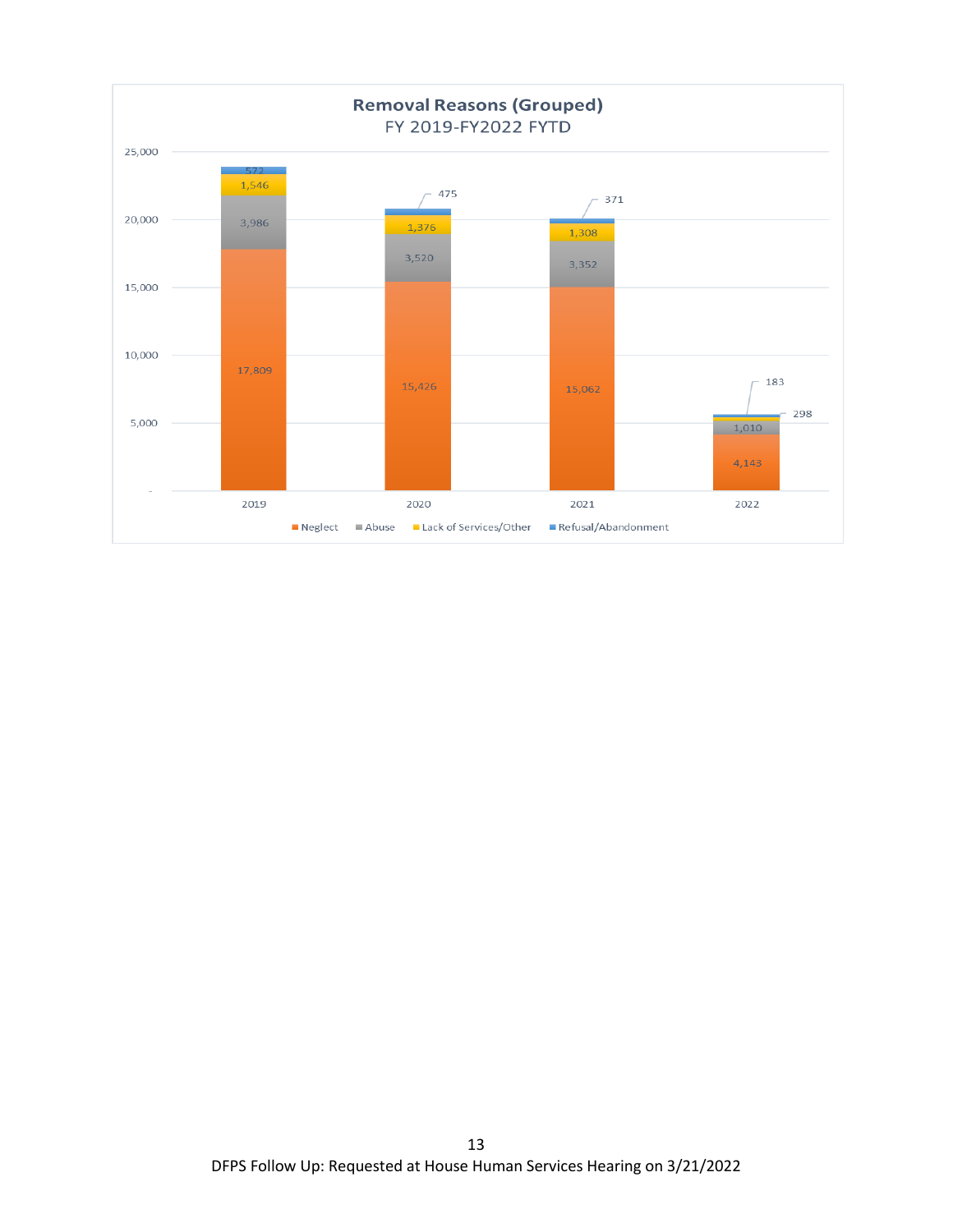**Removal Reasons (Grouped)**
FY 2019-FY2022 FYTD

| Year | Neglect | Abuse | Lack of Services/Other | Refusal/Abandonment |
|---|---|---|---|---|
| 2019 | 17,809 | 3,986 | 1,546 | 572 |
| 2020 | 15,426 | 3,520 | 1,376 | 475 |
| 2021 | 15,062 | 3,352 | 1,308 | 371 |
| 2022 | 4,143 | 1,010 | 298 | 183 |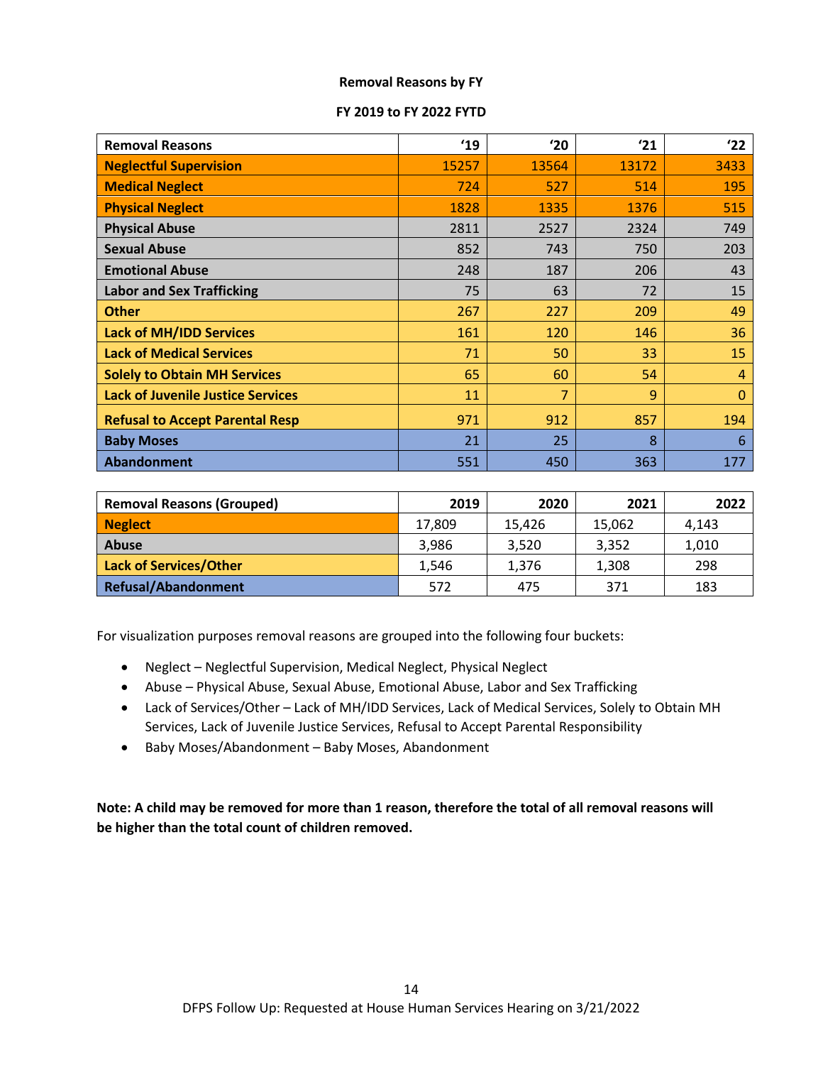**Removal Reasons by FY**

**FY 2019 to FY 2022 FYTD**

| Removal Reasons | '19 | '20 | '21 | '22 |
|---|---|---|---|---|
| **Neglectful Supervision** | 15257 | 13564 | 13172 | 3433 |
| **Medical Neglect** | 724 | 527 | 514 | 195 |
| **Physical Neglect** | 1828 | 1335 | 1376 | 515 |
| **Physical Abuse** | 2811 | 2527 | 2324 | 749 |
| **Sexual Abuse** | 852 | 743 | 750 | 203 |
| **Emotional Abuse** | 248 | 187 | 206 | 43 |
| **Labor and Sex Trafficking** | 75 | 63 | 72 | 15 |
| **Other** | 267 | 227 | 209 | 49 |
| **Lack of MH/IDD Services** | 161 | 120 | 146 | 36 |
| **Lack of Medical Services** | 71 | 50 | 33 | 15 |
| **Solely to Obtain MH Services** | 65 | 60 | 54 | 4 |
| **Lack of Juvenile Justice Services** | 11 | 7 | 9 | 0 |
| **Refusal to Accept Parental Resp** | 971 | 912 | 857 | 194 |
| **Baby Moses** | 21 | 25 | 8 | 6 |
| **Abandonment** | 551 | 450 | 363 | 177 |

| Removal Reasons (Grouped) | 2019 | 2020 | 2021 | 2022 |
|---|---|---|---|---|
| **Neglect** | 17,809 | 15,426 | 15,062 | 4,143 |
| **Abuse** | 3,986 | 3,520 | 3,352 | 1,010 |
| **Lack of Services/Other** | 1,546 | 1,376 | 1,308 | 298 |
| **Refusal/Abandonment** | 572 | 475 | 371 | 183 |

For visualization purposes removal reasons are grouped into the following four buckets:

- Neglect – Neglectful Supervision, Medical Neglect, Physical Neglect
- Abuse – Physical Abuse, Sexual Abuse, Emotional Abuse, Labor and Sex Trafficking
- Lack of Services/Other – Lack of MH/IDD Services, Lack of Medical Services, Solely to Obtain MH Services, Lack of Juvenile Justice Services, Refusal to Accept Parental Responsibility
- Baby Moses/Abandonment – Baby Moses, Abandonment

**Note: A child may be removed for more than 1 reason, therefore the total of all removal reasons will be higher than the total count of children removed.**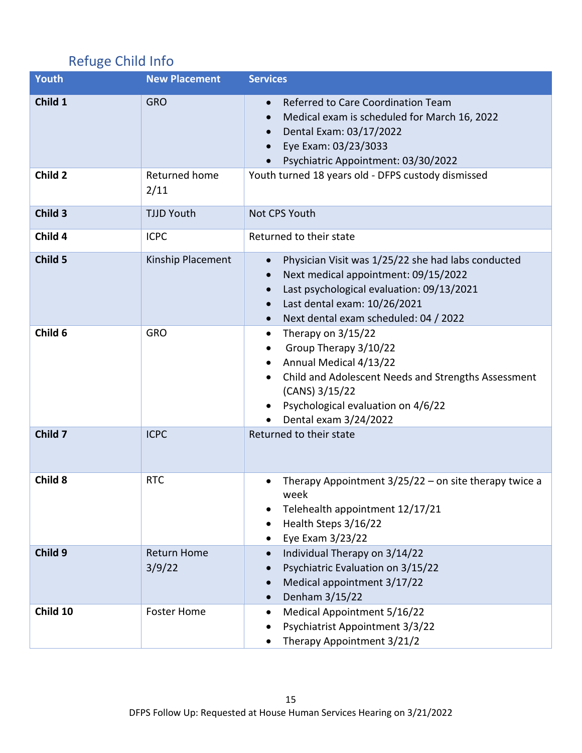## Refuge Child Info

| Youth | New Placement | Services |
|---|---|---|
| **Child 1** | GRO | • Referred to Care Coordination Team<br>• Medical exam is scheduled for March 16, 2022<br>• Dental Exam: 03/17/2022<br>• Eye Exam: 03/23/3033<br>• Psychiatric Appointment: 03/30/2022 |
| **Child 2** | Returned home 2/11 | Youth turned 18 years old - DFPS custody dismissed |
| **Child 3** | TJJD Youth | Not CPS Youth |
| **Child 4** | ICPC | Returned to their state |
| **Child 5** | Kinship Placement | • Physician Visit was 1/25/22 she had labs conducted<br>• Next medical appointment: 09/15/2022<br>• Last psychological evaluation: 09/13/2021<br>• Last dental exam: 10/26/2021<br>• Next dental exam scheduled: 04 / 2022 |
| **Child 6** | GRO | • Therapy on 3/15/22<br>• Group Therapy 3/10/22<br>• Annual Medical 4/13/22<br>• Child and Adolescent Needs and Strengths Assessment (CANS) 3/15/22<br>• Psychological evaluation on 4/6/22<br>• Dental exam 3/24/2022 |
| **Child 7** | ICPC | Returned to their state |
| **Child 8** | RTC | • Therapy Appointment 3/25/22 – on site therapy twice a week<br>• Telehealth appointment 12/17/21<br>• Health Steps 3/16/22<br>• Eye Exam 3/23/22 |
| **Child 9** | Return Home 3/9/22 | • Individual Therapy on 3/14/22<br>• Psychiatric Evaluation on 3/15/22<br>• Medical appointment 3/17/22<br>• Denham 3/15/22 |
| **Child 10** | Foster Home | • Medical Appointment 5/16/22<br>• Psychiatrist Appointment 3/3/22<br>• Therapy Appointment 3/21/2 |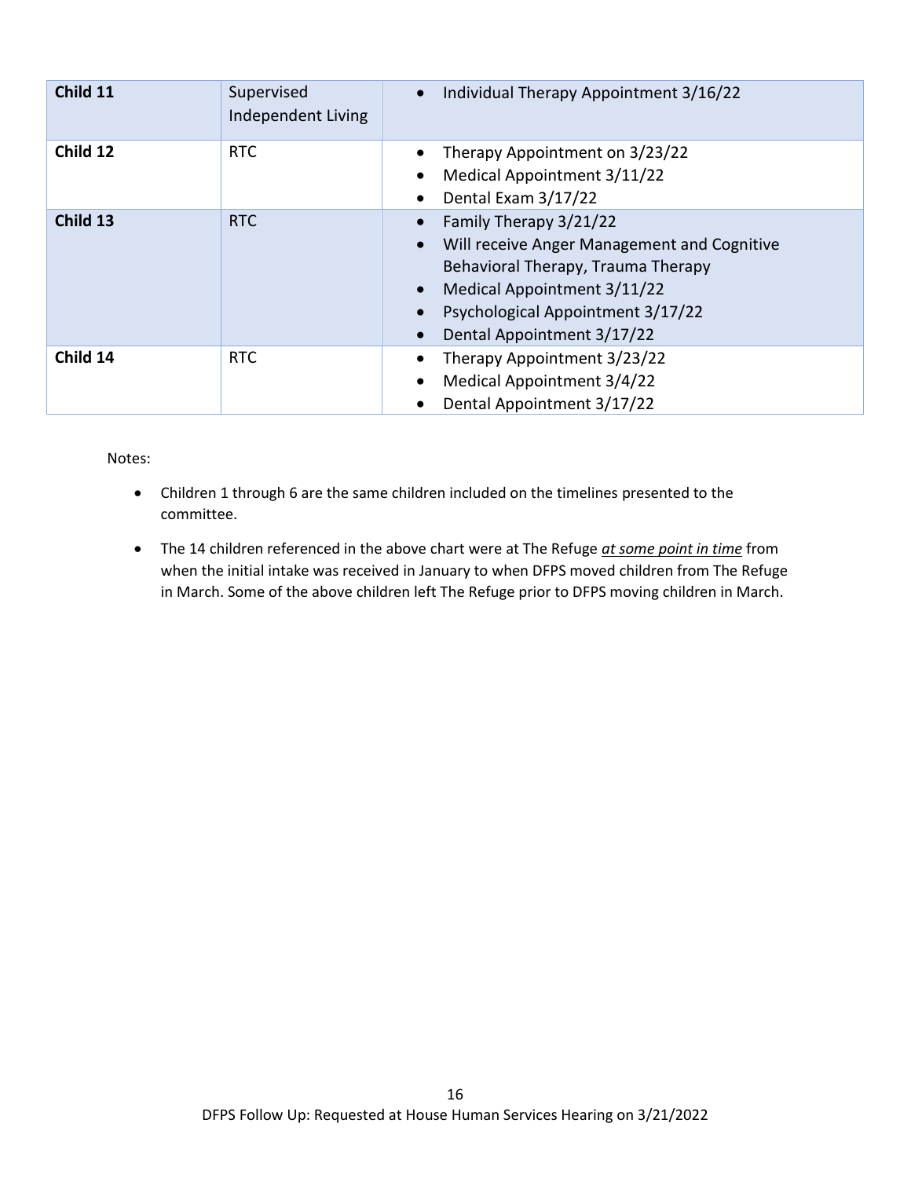| Child 11 | Supervised Independent Living | • Individual Therapy Appointment 3/16/22 |
|---|---|---|
| **Child 12** | RTC | • Therapy Appointment on 3/23/22<br>• Medical Appointment 3/11/22<br>• Dental Exam 3/17/22 |
| **Child 13** | RTC | • Family Therapy 3/21/22<br>• Will receive Anger Management and Cognitive Behavioral Therapy, Trauma Therapy<br>• Medical Appointment 3/11/22<br>• Psychological Appointment 3/17/22<br>• Dental Appointment 3/17/22 |
| **Child 14** | RTC | • Therapy Appointment 3/23/22<br>• Medical Appointment 3/4/22<br>• Dental Appointment 3/17/22 |

Notes:

- Children 1 through 6 are the same children included on the timelines presented to the committee.
- The 14 children referenced in the above chart were at The Refuge *at some point in time* from when the initial intake was received in January to when DFPS moved children from The Refuge in March. Some of the above children left The Refuge prior to DFPS moving children in March.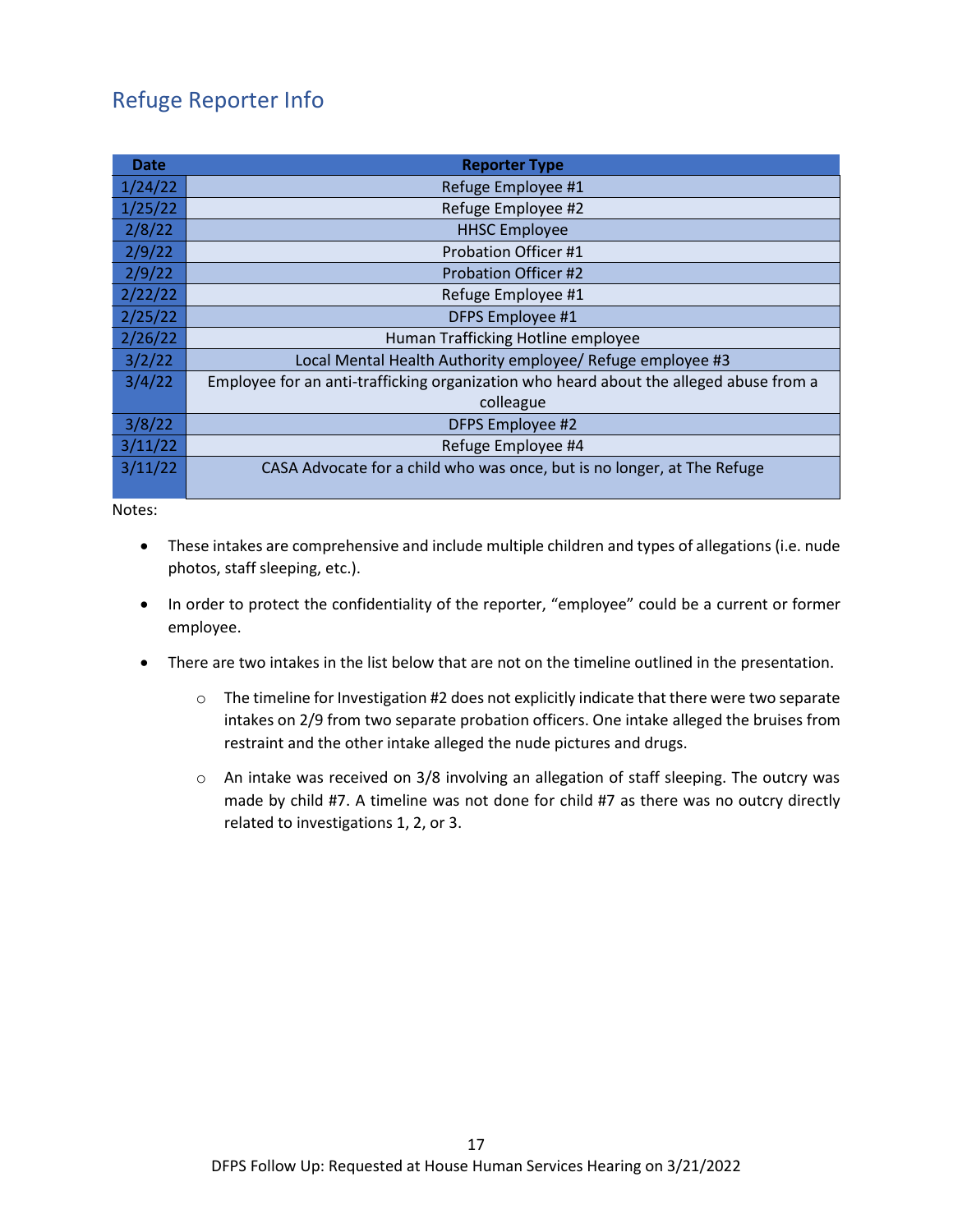## Refuge Reporter Info

| Date | Reporter Type |
|---|---|
| 1/24/22 | Refuge Employee #1 |
| 1/25/22 | Refuge Employee #2 |
| 2/8/22 | HHSC Employee |
| 2/9/22 | Probation Officer #1 |
| 2/9/22 | Probation Officer #2 |
| 2/22/22 | Refuge Employee #1 |
| 2/25/22 | DFPS Employee #1 |
| 2/26/22 | Human Trafficking Hotline employee |
| 3/2/22 | Local Mental Health Authority employee/ Refuge employee #3 |
| 3/4/22 | Employee for an anti-trafficking organization who heard about the alleged abuse from a colleague |
| 3/8/22 | DFPS Employee #2 |
| 3/11/22 | Refuge Employee #4 |
| 3/11/22 | CASA Advocate for a child who was once, but is no longer, at The Refuge |

Notes:

- These intakes are comprehensive and include multiple children and types of allegations (i.e. nude photos, staff sleeping, etc.).
- In order to protect the confidentiality of the reporter, "employee" could be a current or former employee.
- There are two intakes in the list below that are not on the timeline outlined in the presentation.
  - The timeline for Investigation #2 does not explicitly indicate that there were two separate intakes on 2/9 from two separate probation officers. One intake alleged the bruises from restraint and the other intake alleged the nude pictures and drugs.
  - An intake was received on 3/8 involving an allegation of staff sleeping. The outcry was made by child #7. A timeline was not done for child #7 as there was no outcry directly related to investigations 1, 2, or 3.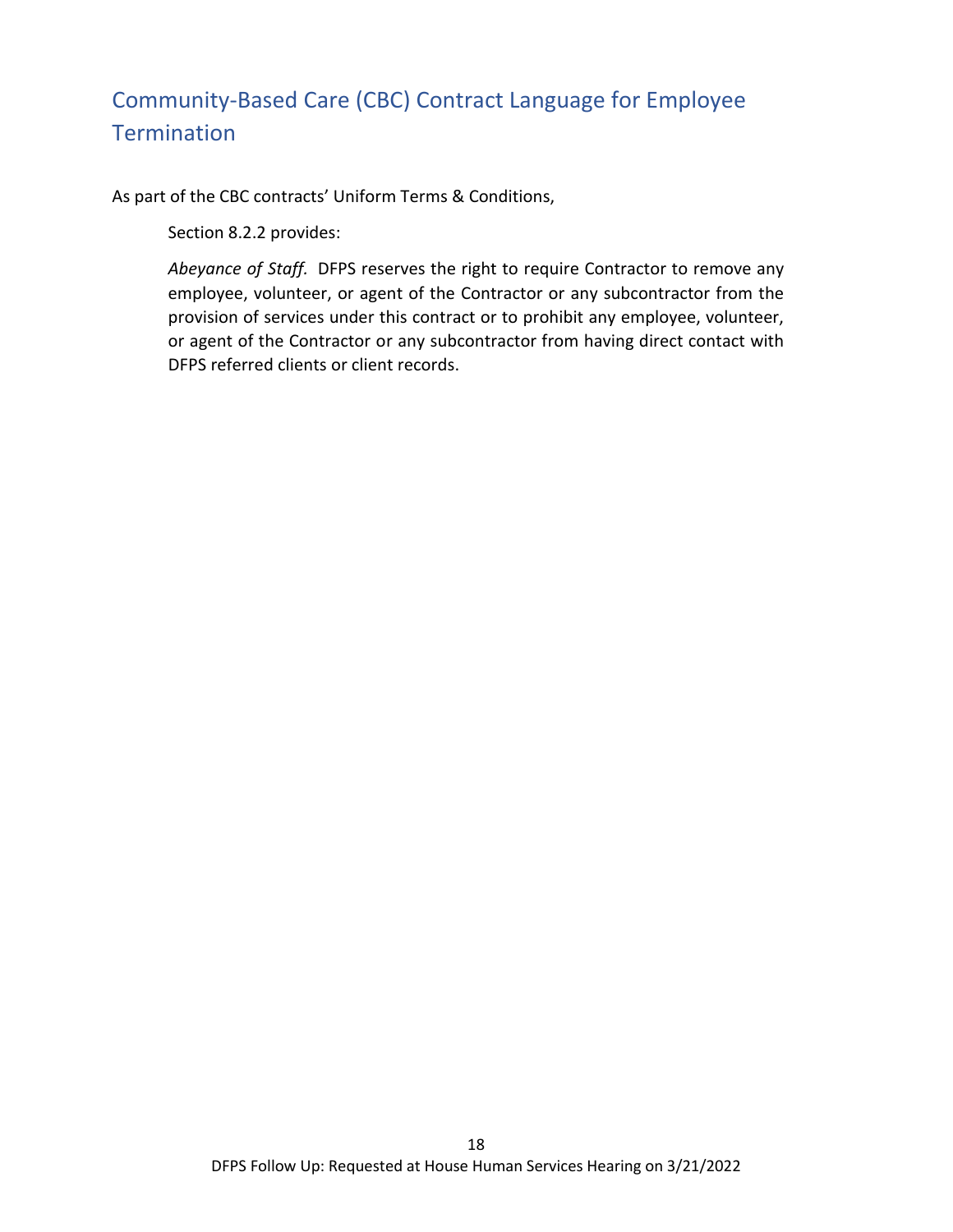## Community-Based Care (CBC) Contract Language for Employee Termination

As part of the CBC contracts' Uniform Terms & Conditions,

> Section 8.2.2 provides:
>
> *Abeyance of Staff.* DFPS reserves the right to require Contractor to remove any employee, volunteer, or agent of the Contractor or any subcontractor from the provision of services under this contract or to prohibit any employee, volunteer, or agent of the Contractor or any subcontractor from having direct contact with DFPS referred clients or client records.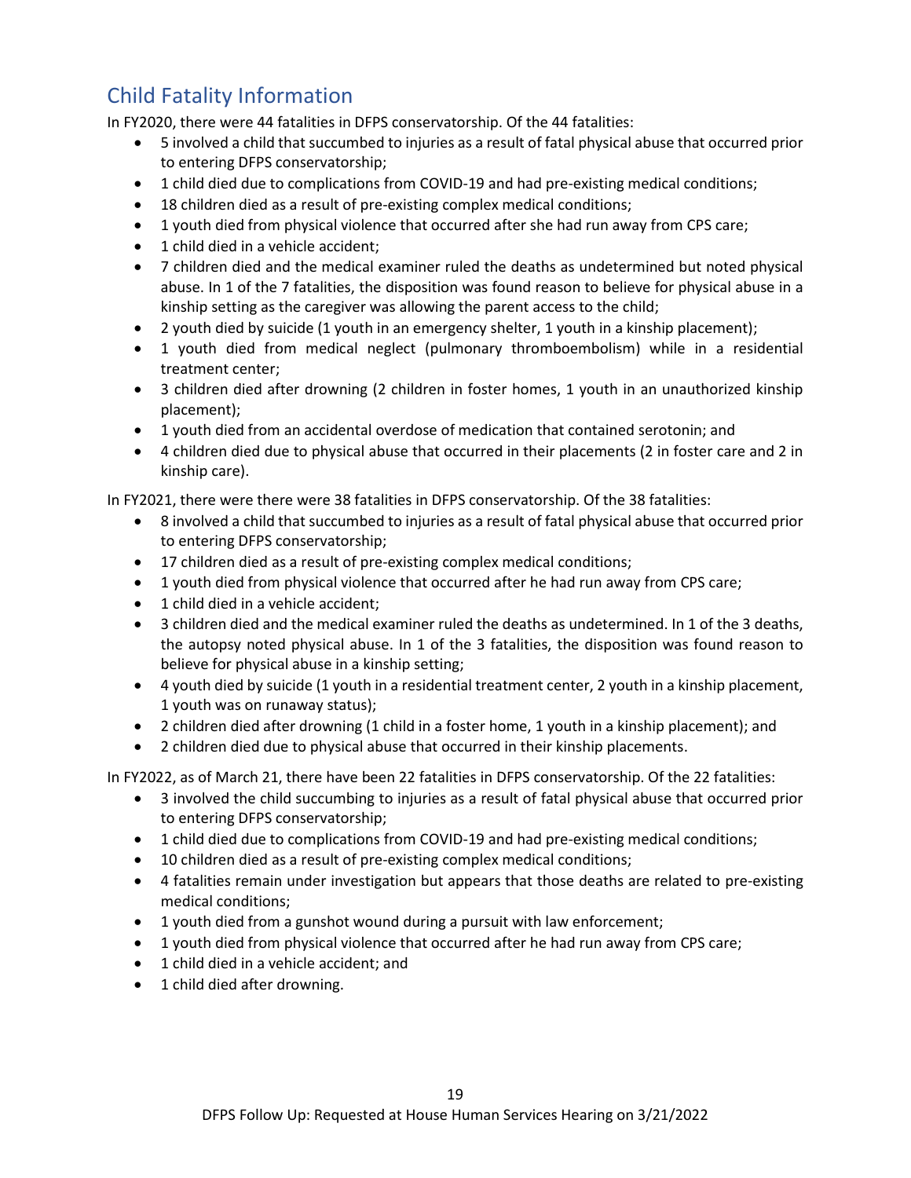## Child Fatality Information

In FY2020, there were 44 fatalities in DFPS conservatorship. Of the 44 fatalities:

- 5 involved a child that succumbed to injuries as a result of fatal physical abuse that occurred prior to entering DFPS conservatorship;
- 1 child died due to complications from COVID-19 and had pre-existing medical conditions;
- 18 children died as a result of pre-existing complex medical conditions;
- 1 youth died from physical violence that occurred after she had run away from CPS care;
- 1 child died in a vehicle accident;
- 7 children died and the medical examiner ruled the deaths as undetermined but noted physical abuse. In 1 of the 7 fatalities, the disposition was found reason to believe for physical abuse in a kinship setting as the caregiver was allowing the parent access to the child;
- 2 youth died by suicide (1 youth in an emergency shelter, 1 youth in a kinship placement);
- 1 youth died from medical neglect (pulmonary thromboembolism) while in a residential treatment center;
- 3 children died after drowning (2 children in foster homes, 1 youth in an unauthorized kinship placement);
- 1 youth died from an accidental overdose of medication that contained serotonin; and
- 4 children died due to physical abuse that occurred in their placements (2 in foster care and 2 in kinship care).

In FY2021, there were there were 38 fatalities in DFPS conservatorship. Of the 38 fatalities:

- 8 involved a child that succumbed to injuries as a result of fatal physical abuse that occurred prior to entering DFPS conservatorship;
- 17 children died as a result of pre-existing complex medical conditions;
- 1 youth died from physical violence that occurred after he had run away from CPS care;
- 1 child died in a vehicle accident;
- 3 children died and the medical examiner ruled the deaths as undetermined. In 1 of the 3 deaths, the autopsy noted physical abuse. In 1 of the 3 fatalities, the disposition was found reason to believe for physical abuse in a kinship setting;
- 4 youth died by suicide (1 youth in a residential treatment center, 2 youth in a kinship placement, 1 youth was on runaway status);
- 2 children died after drowning (1 child in a foster home, 1 youth in a kinship placement); and
- 2 children died due to physical abuse that occurred in their kinship placements.

In FY2022, as of March 21, there have been 22 fatalities in DFPS conservatorship. Of the 22 fatalities:

- 3 involved the child succumbing to injuries as a result of fatal physical abuse that occurred prior to entering DFPS conservatorship;
- 1 child died due to complications from COVID-19 and had pre-existing medical conditions;
- 10 children died as a result of pre-existing complex medical conditions;
- 4 fatalities remain under investigation but appears that those deaths are related to pre-existing medical conditions;
- 1 youth died from a gunshot wound during a pursuit with law enforcement;
- 1 youth died from physical violence that occurred after he had run away from CPS care;
- 1 child died in a vehicle accident; and
- 1 child died after drowning.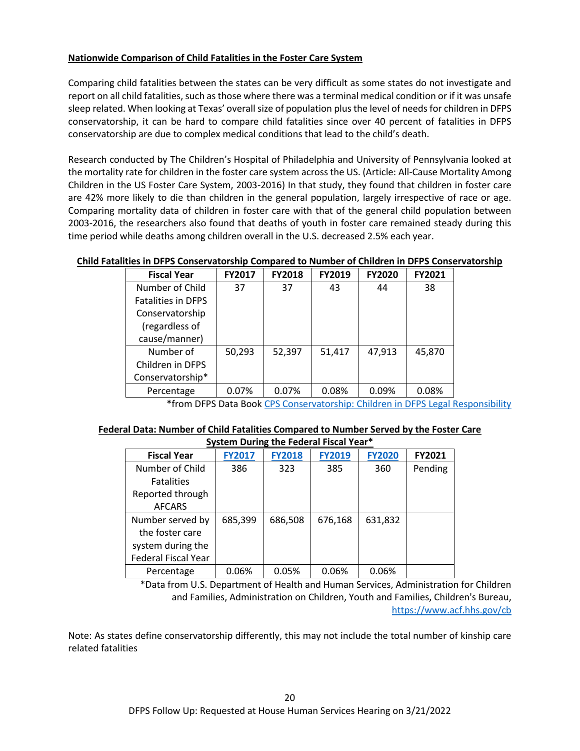**Nationwide Comparison of Child Fatalities in the Foster Care System**

Comparing child fatalities between the states can be very difficult as some states do not investigate and report on all child fatalities, such as those where there was a terminal medical condition or if it was unsafe sleep related. When looking at Texas' overall size of population plus the level of needs for children in DFPS conservatorship, it can be hard to compare child fatalities since over 40 percent of fatalities in DFPS conservatorship are due to complex medical conditions that lead to the child's death.

Research conducted by The Children's Hospital of Philadelphia and University of Pennsylvania looked at the mortality rate for children in the foster care system across the US. (Article: All-Cause Mortality Among Children in the US Foster Care System, 2003-2016) In that study, they found that children in foster care are 42% more likely to die than children in the general population, largely irrespective of race or age. Comparing mortality data of children in foster care with that of the general child population between 2003-2016, the researchers also found that deaths of youth in foster care remained steady during this time period while deaths among children overall in the U.S. decreased 2.5% each year.

**Child Fatalities in DFPS Conservatorship Compared to Number of Children in DFPS Conservatorship**

| Fiscal Year | FY2017 | FY2018 | FY2019 | FY2020 | FY2021 |
|---|---|---|---|---|---|
| Number of Child Fatalities in DFPS Conservatorship (regardless of cause/manner) | 37 | 37 | 43 | 44 | 38 |
| Number of Children in DFPS Conservatorship* | 50,293 | 52,397 | 51,417 | 47,913 | 45,870 |
| Percentage | 0.07% | 0.07% | 0.08% | 0.09% | 0.08% |

*from DFPS Data Book CPS Conservatorship: Children in DFPS Legal Responsibility

**Federal Data: Number of Child Fatalities Compared to Number Served by the Foster Care System During the Federal Fiscal Year***

| Fiscal Year | FY2017 | FY2018 | FY2019 | FY2020 | FY2021 |
|---|---|---|---|---|---|
| Number of Child Fatalities Reported through AFCARS | 386 | 323 | 385 | 360 | Pending |
| Number served by the foster care system during the Federal Fiscal Year | 685,399 | 686,508 | 676,168 | 631,832 | |
| Percentage | 0.06% | 0.05% | 0.06% | 0.06% | |

*Data from U.S. Department of Health and Human Services, Administration for Children and Families, Administration on Children, Youth and Families, Children's Bureau, https://www.acf.hhs.gov/cb

Note: As states define conservatorship differently, this may not include the total number of kinship care related fatalities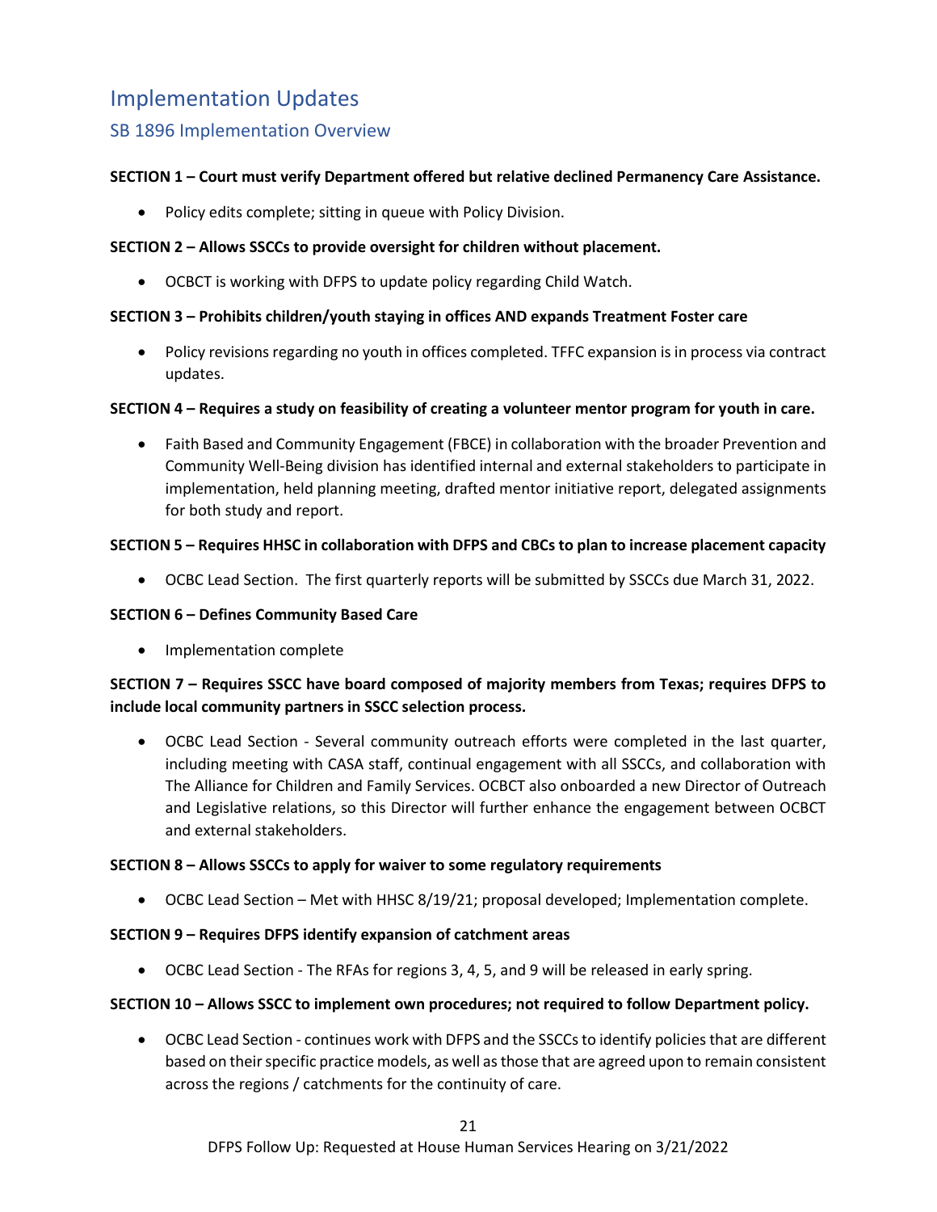# Implementation Updates

## SB 1896 Implementation Overview

**SECTION 1 – Court must verify Department offered but relative declined Permanency Care Assistance.**

- Policy edits complete; sitting in queue with Policy Division.

**SECTION 2 – Allows SSCCs to provide oversight for children without placement.**

- OCBCT is working with DFPS to update policy regarding Child Watch.

**SECTION 3 – Prohibits children/youth staying in offices AND expands Treatment Foster care**

- Policy revisions regarding no youth in offices completed. TFFC expansion is in process via contract updates.

**SECTION 4 – Requires a study on feasibility of creating a volunteer mentor program for youth in care.**

- Faith Based and Community Engagement (FBCE) in collaboration with the broader Prevention and Community Well-Being division has identified internal and external stakeholders to participate in implementation, held planning meeting, drafted mentor initiative report, delegated assignments for both study and report.

**SECTION 5 – Requires HHSC in collaboration with DFPS and CBCs to plan to increase placement capacity**

- OCBC Lead Section. The first quarterly reports will be submitted by SSCCs due March 31, 2022.

**SECTION 6 – Defines Community Based Care**

- Implementation complete

**SECTION 7 – Requires SSCC have board composed of majority members from Texas; requires DFPS to include local community partners in SSCC selection process.**

- OCBC Lead Section - Several community outreach efforts were completed in the last quarter, including meeting with CASA staff, continual engagement with all SSCCs, and collaboration with The Alliance for Children and Family Services. OCBCT also onboarded a new Director of Outreach and Legislative relations, so this Director will further enhance the engagement between OCBCT and external stakeholders.

**SECTION 8 – Allows SSCCs to apply for waiver to some regulatory requirements**

- OCBC Lead Section – Met with HHSC 8/19/21; proposal developed; Implementation complete.

**SECTION 9 – Requires DFPS identify expansion of catchment areas**

- OCBC Lead Section - The RFAs for regions 3, 4, 5, and 9 will be released in early spring.

**SECTION 10 – Allows SSCC to implement own procedures; not required to follow Department policy.**

- OCBC Lead Section - continues work with DFPS and the SSCCs to identify policies that are different based on their specific practice models, as well as those that are agreed upon to remain consistent across the regions / catchments for the continuity of care.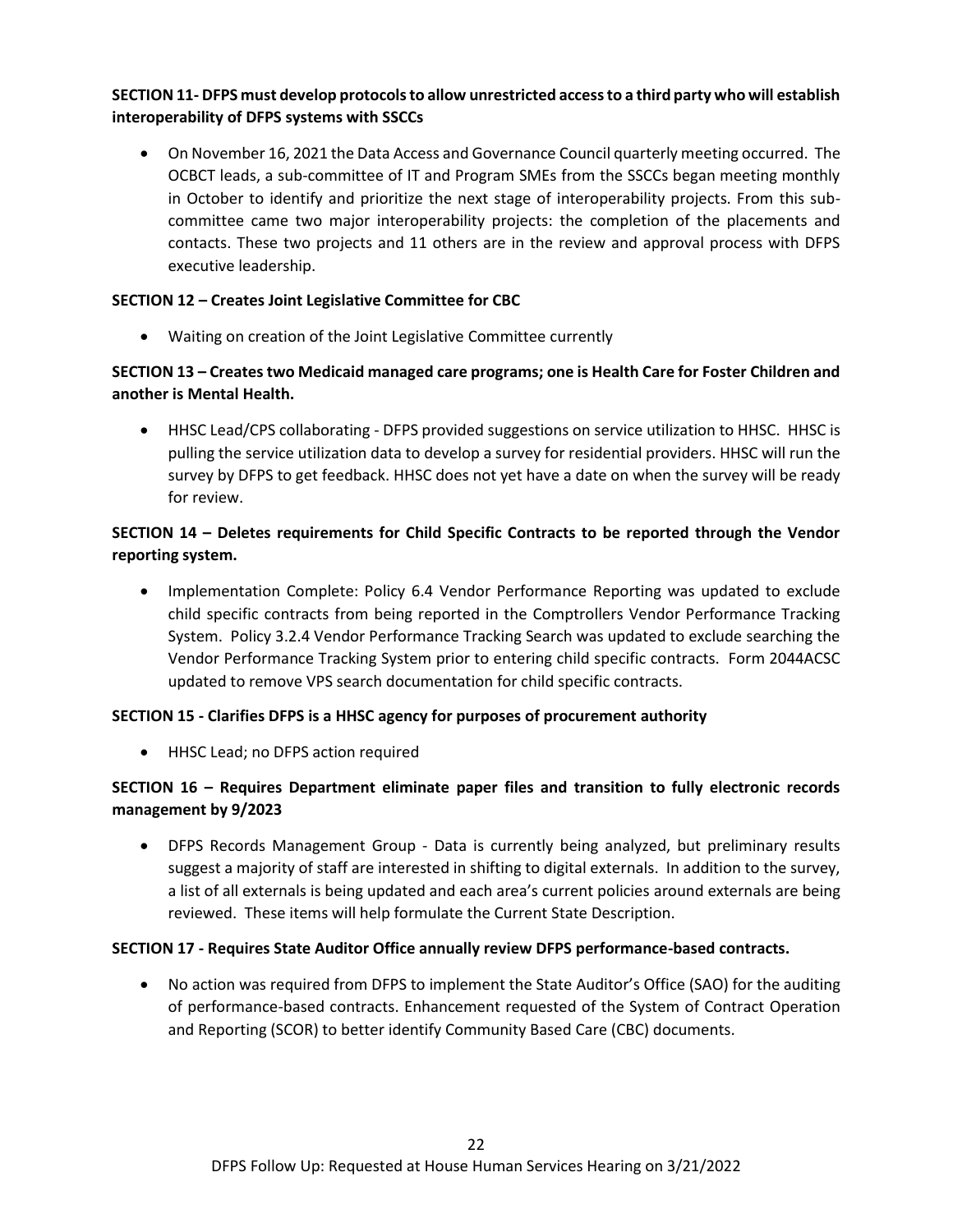**SECTION 11- DFPS must develop protocols to allow unrestricted access to a third party who will establish interoperability of DFPS systems with SSCCs**

- On November 16, 2021 the Data Access and Governance Council quarterly meeting occurred. The OCBCT leads, a sub-committee of IT and Program SMEs from the SSCCs began meeting monthly in October to identify and prioritize the next stage of interoperability projects. From this sub-committee came two major interoperability projects: the completion of the placements and contacts. These two projects and 11 others are in the review and approval process with DFPS executive leadership.

**SECTION 12 – Creates Joint Legislative Committee for CBC**

- Waiting on creation of the Joint Legislative Committee currently

**SECTION 13 – Creates two Medicaid managed care programs; one is Health Care for Foster Children and another is Mental Health.**

- HHSC Lead/CPS collaborating - DFPS provided suggestions on service utilization to HHSC. HHSC is pulling the service utilization data to develop a survey for residential providers. HHSC will run the survey by DFPS to get feedback. HHSC does not yet have a date on when the survey will be ready for review.

**SECTION 14 – Deletes requirements for Child Specific Contracts to be reported through the Vendor reporting system.**

- Implementation Complete: Policy 6.4 Vendor Performance Reporting was updated to exclude child specific contracts from being reported in the Comptrollers Vendor Performance Tracking System. Policy 3.2.4 Vendor Performance Tracking Search was updated to exclude searching the Vendor Performance Tracking System prior to entering child specific contracts. Form 2044ACSC updated to remove VPS search documentation for child specific contracts.

**SECTION 15 - Clarifies DFPS is a HHSC agency for purposes of procurement authority**

- HHSC Lead; no DFPS action required

**SECTION 16 – Requires Department eliminate paper files and transition to fully electronic records management by 9/2023**

- DFPS Records Management Group - Data is currently being analyzed, but preliminary results suggest a majority of staff are interested in shifting to digital externals. In addition to the survey, a list of all externals is being updated and each area's current policies around externals are being reviewed. These items will help formulate the Current State Description.

**SECTION 17 - Requires State Auditor Office annually review DFPS performance-based contracts.**

- No action was required from DFPS to implement the State Auditor's Office (SAO) for the auditing of performance-based contracts. Enhancement requested of the System of Contract Operation and Reporting (SCOR) to better identify Community Based Care (CBC) documents.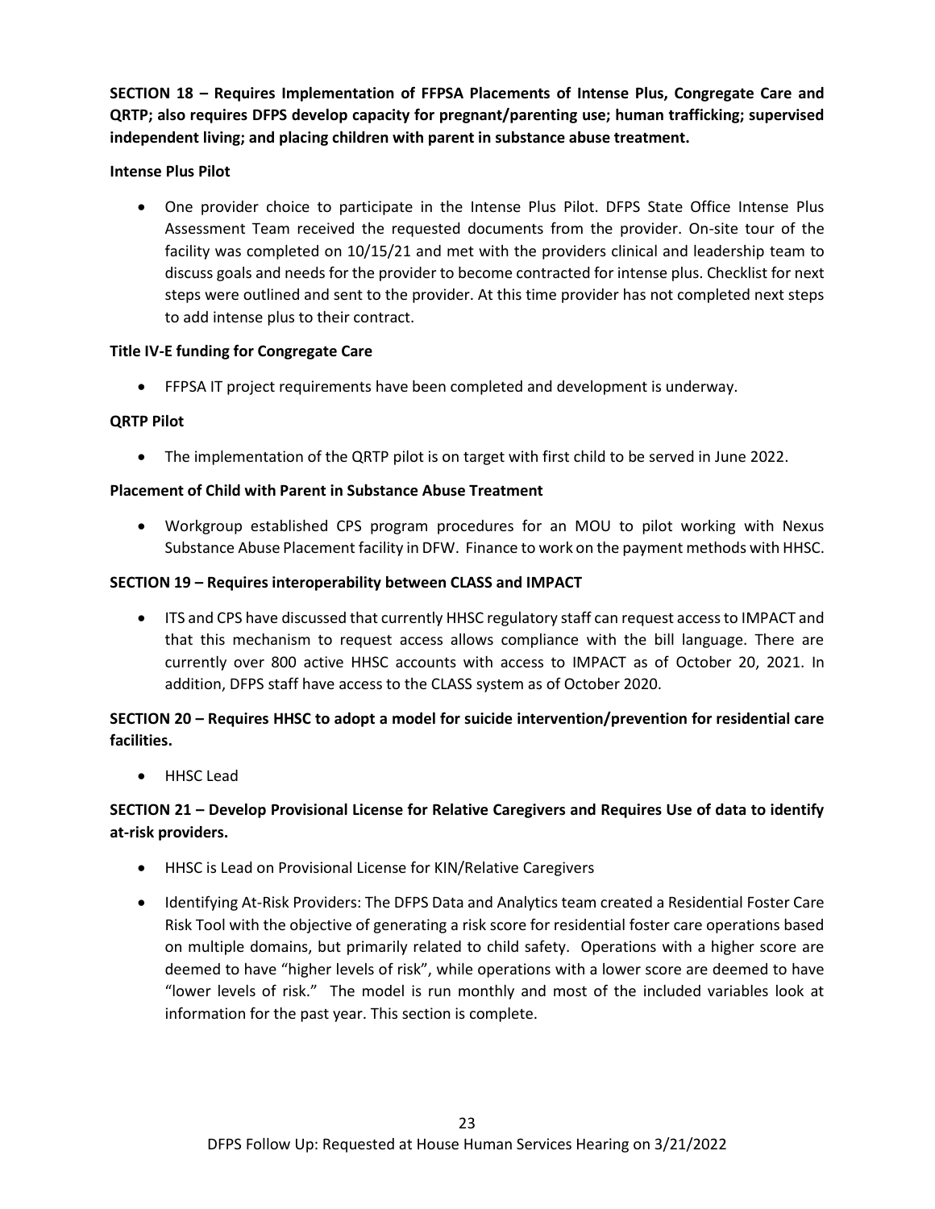**SECTION 18 – Requires Implementation of FFPSA Placements of Intense Plus, Congregate Care and QRTP; also requires DFPS develop capacity for pregnant/parenting use; human trafficking; supervised independent living; and placing children with parent in substance abuse treatment.**

**Intense Plus Pilot**

- One provider choice to participate in the Intense Plus Pilot. DFPS State Office Intense Plus Assessment Team received the requested documents from the provider. On-site tour of the facility was completed on 10/15/21 and met with the providers clinical and leadership team to discuss goals and needs for the provider to become contracted for intense plus. Checklist for next steps were outlined and sent to the provider. At this time provider has not completed next steps to add intense plus to their contract.

**Title IV-E funding for Congregate Care**

- FFPSA IT project requirements have been completed and development is underway.

**QRTP Pilot**

- The implementation of the QRTP pilot is on target with first child to be served in June 2022.

**Placement of Child with Parent in Substance Abuse Treatment**

- Workgroup established CPS program procedures for an MOU to pilot working with Nexus Substance Abuse Placement facility in DFW. Finance to work on the payment methods with HHSC.

**SECTION 19 – Requires interoperability between CLASS and IMPACT**

- ITS and CPS have discussed that currently HHSC regulatory staff can request access to IMPACT and that this mechanism to request access allows compliance with the bill language. There are currently over 800 active HHSC accounts with access to IMPACT as of October 20, 2021. In addition, DFPS staff have access to the CLASS system as of October 2020.

**SECTION 20 – Requires HHSC to adopt a model for suicide intervention/prevention for residential care facilities.**

- HHSC Lead

**SECTION 21 – Develop Provisional License for Relative Caregivers and Requires Use of data to identify at-risk providers.**

- HHSC is Lead on Provisional License for KIN/Relative Caregivers
- Identifying At-Risk Providers: The DFPS Data and Analytics team created a Residential Foster Care Risk Tool with the objective of generating a risk score for residential foster care operations based on multiple domains, but primarily related to child safety. Operations with a higher score are deemed to have "higher levels of risk", while operations with a lower score are deemed to have "lower levels of risk." The model is run monthly and most of the included variables look at information for the past year. This section is complete.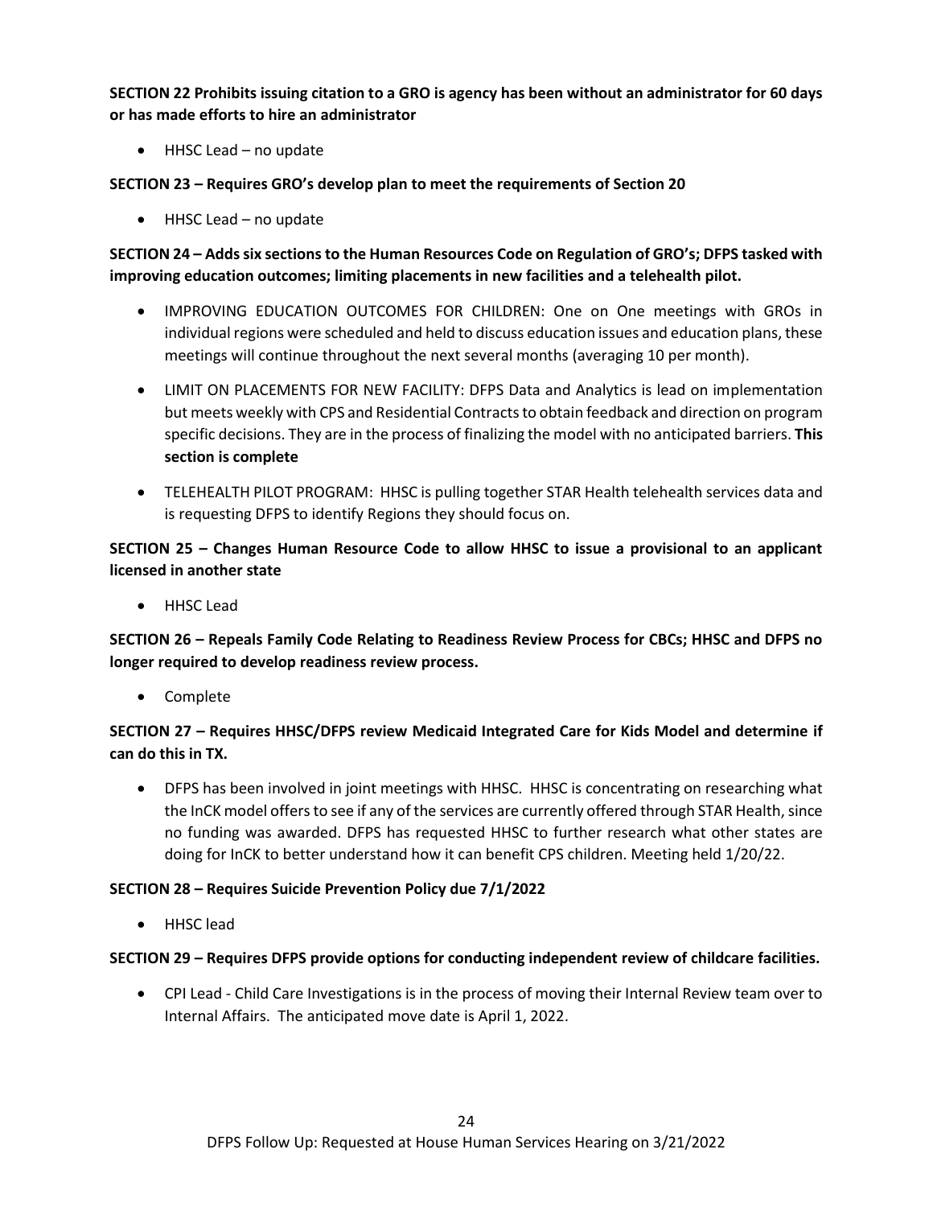**SECTION 22 Prohibits issuing citation to a GRO is agency has been without an administrator for 60 days or has made efforts to hire an administrator**

- HHSC Lead – no update

**SECTION 23 – Requires GRO's develop plan to meet the requirements of Section 20**

- HHSC Lead – no update

**SECTION 24 – Adds six sections to the Human Resources Code on Regulation of GRO's; DFPS tasked with improving education outcomes; limiting placements in new facilities and a telehealth pilot.**

- IMPROVING EDUCATION OUTCOMES FOR CHILDREN: One on One meetings with GROs in individual regions were scheduled and held to discuss education issues and education plans, these meetings will continue throughout the next several months (averaging 10 per month).
- LIMIT ON PLACEMENTS FOR NEW FACILITY: DFPS Data and Analytics is lead on implementation but meets weekly with CPS and Residential Contracts to obtain feedback and direction on program specific decisions. They are in the process of finalizing the model with no anticipated barriers. **This section is complete**
- TELEHEALTH PILOT PROGRAM: HHSC is pulling together STAR Health telehealth services data and is requesting DFPS to identify Regions they should focus on.

**SECTION 25 – Changes Human Resource Code to allow HHSC to issue a provisional to an applicant licensed in another state**

- HHSC Lead

**SECTION 26 – Repeals Family Code Relating to Readiness Review Process for CBCs; HHSC and DFPS no longer required to develop readiness review process.**

- Complete

**SECTION 27 – Requires HHSC/DFPS review Medicaid Integrated Care for Kids Model and determine if can do this in TX.**

- DFPS has been involved in joint meetings with HHSC. HHSC is concentrating on researching what the InCK model offers to see if any of the services are currently offered through STAR Health, since no funding was awarded. DFPS has requested HHSC to further research what other states are doing for InCK to better understand how it can benefit CPS children. Meeting held 1/20/22.

**SECTION 28 – Requires Suicide Prevention Policy due 7/1/2022**

- HHSC lead

**SECTION 29 – Requires DFPS provide options for conducting independent review of childcare facilities.**

- CPI Lead - Child Care Investigations is in the process of moving their Internal Review team over to Internal Affairs. The anticipated move date is April 1, 2022.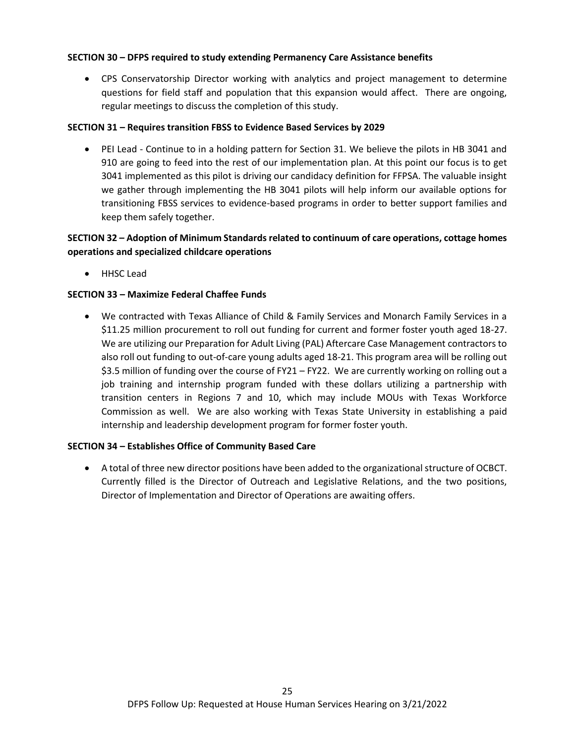**SECTION 30 – DFPS required to study extending Permanency Care Assistance benefits**

- CPS Conservatorship Director working with analytics and project management to determine questions for field staff and population that this expansion would affect. There are ongoing, regular meetings to discuss the completion of this study.

**SECTION 31 – Requires transition FBSS to Evidence Based Services by 2029**

- PEI Lead - Continue to in a holding pattern for Section 31. We believe the pilots in HB 3041 and 910 are going to feed into the rest of our implementation plan. At this point our focus is to get 3041 implemented as this pilot is driving our candidacy definition for FFPSA. The valuable insight we gather through implementing the HB 3041 pilots will help inform our available options for transitioning FBSS services to evidence-based programs in order to better support families and keep them safely together.

**SECTION 32 – Adoption of Minimum Standards related to continuum of care operations, cottage homes operations and specialized childcare operations**

- HHSC Lead

**SECTION 33 – Maximize Federal Chaffee Funds**

- We contracted with Texas Alliance of Child & Family Services and Monarch Family Services in a $11.25 million procurement to roll out funding for current and former foster youth aged 18-27. We are utilizing our Preparation for Adult Living (PAL) Aftercare Case Management contractors to also roll out funding to out-of-care young adults aged 18-21. This program area will be rolling out $3.5 million of funding over the course of FY21 – FY22. We are currently working on rolling out a job training and internship program funded with these dollars utilizing a partnership with transition centers in Regions 7 and 10, which may include MOUs with Texas Workforce Commission as well. We are also working with Texas State University in establishing a paid internship and leadership development program for former foster youth.

**SECTION 34 – Establishes Office of Community Based Care**

- A total of three new director positions have been added to the organizational structure of OCBCT. Currently filled is the Director of Outreach and Legislative Relations, and the two positions, Director of Implementation and Director of Operations are awaiting offers.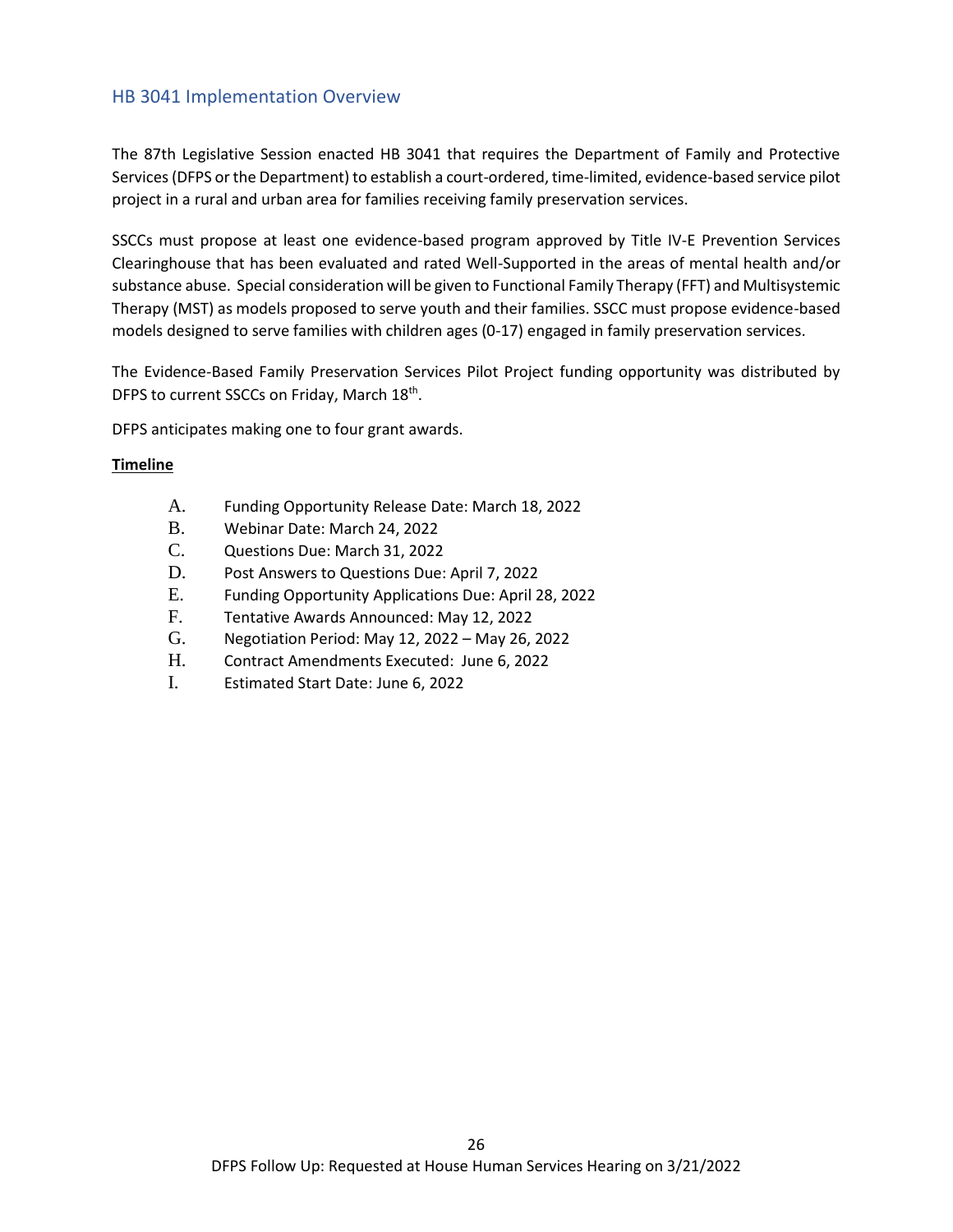## HB 3041 Implementation Overview

The 87th Legislative Session enacted HB 3041 that requires the Department of Family and Protective Services (DFPS or the Department) to establish a court-ordered, time-limited, evidence-based service pilot project in a rural and urban area for families receiving family preservation services.

SSCCs must propose at least one evidence-based program approved by Title IV-E Prevention Services Clearinghouse that has been evaluated and rated Well-Supported in the areas of mental health and/or substance abuse. Special consideration will be given to Functional Family Therapy (FFT) and Multisystemic Therapy (MST) as models proposed to serve youth and their families. SSCC must propose evidence-based models designed to serve families with children ages (0-17) engaged in family preservation services.

The Evidence-Based Family Preservation Services Pilot Project funding opportunity was distributed by DFPS to current SSCCs on Friday, March 18th.

DFPS anticipates making one to four grant awards.

**Timeline**

A. Funding Opportunity Release Date: March 18, 2022
B. Webinar Date: March 24, 2022
C. Questions Due: March 31, 2022
D. Post Answers to Questions Due: April 7, 2022
E. Funding Opportunity Applications Due: April 28, 2022
F. Tentative Awards Announced: May 12, 2022
G. Negotiation Period: May 12, 2022 – May 26, 2022
H. Contract Amendments Executed: June 6, 2022
I. Estimated Start Date: June 6, 2022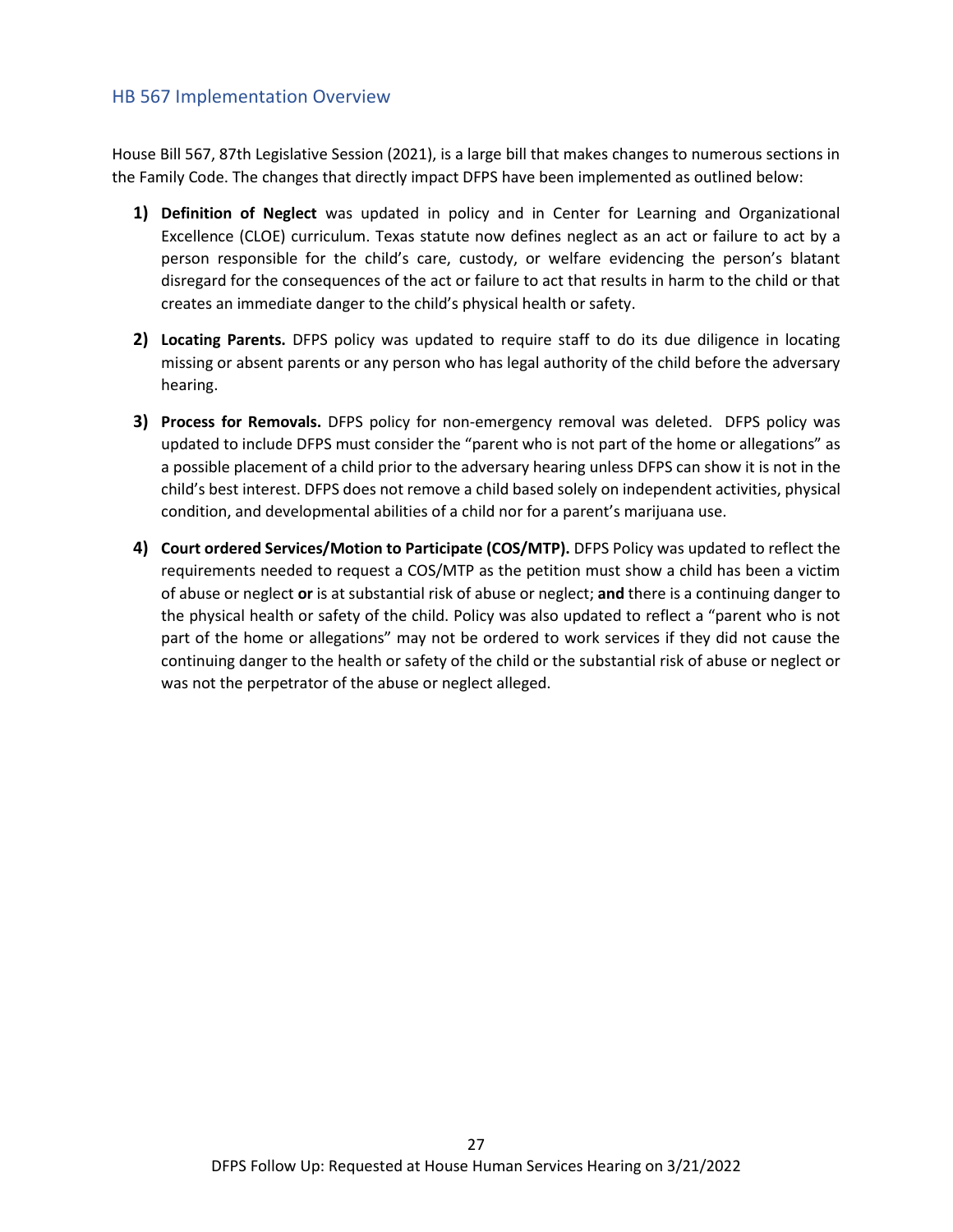## HB 567 Implementation Overview

House Bill 567, 87th Legislative Session (2021), is a large bill that makes changes to numerous sections in the Family Code. The changes that directly impact DFPS have been implemented as outlined below:

1) **Definition of Neglect** was updated in policy and in Center for Learning and Organizational Excellence (CLOE) curriculum. Texas statute now defines neglect as an act or failure to act by a person responsible for the child's care, custody, or welfare evidencing the person's blatant disregard for the consequences of the act or failure to act that results in harm to the child or that creates an immediate danger to the child's physical health or safety.

2) **Locating Parents.** DFPS policy was updated to require staff to do its due diligence in locating missing or absent parents or any person who has legal authority of the child before the adversary hearing.

3) **Process for Removals.** DFPS policy for non-emergency removal was deleted. DFPS policy was updated to include DFPS must consider the "parent who is not part of the home or allegations" as a possible placement of a child prior to the adversary hearing unless DFPS can show it is not in the child's best interest. DFPS does not remove a child based solely on independent activities, physical condition, and developmental abilities of a child nor for a parent's marijuana use.

4) **Court ordered Services/Motion to Participate (COS/MTP).** DFPS Policy was updated to reflect the requirements needed to request a COS/MTP as the petition must show a child has been a victim of abuse or neglect **or** is at substantial risk of abuse or neglect; **and** there is a continuing danger to the physical health or safety of the child. Policy was also updated to reflect a "parent who is not part of the home or allegations" may not be ordered to work services if they did not cause the continuing danger to the health or safety of the child or the substantial risk of abuse or neglect or was not the perpetrator of the abuse or neglect alleged.